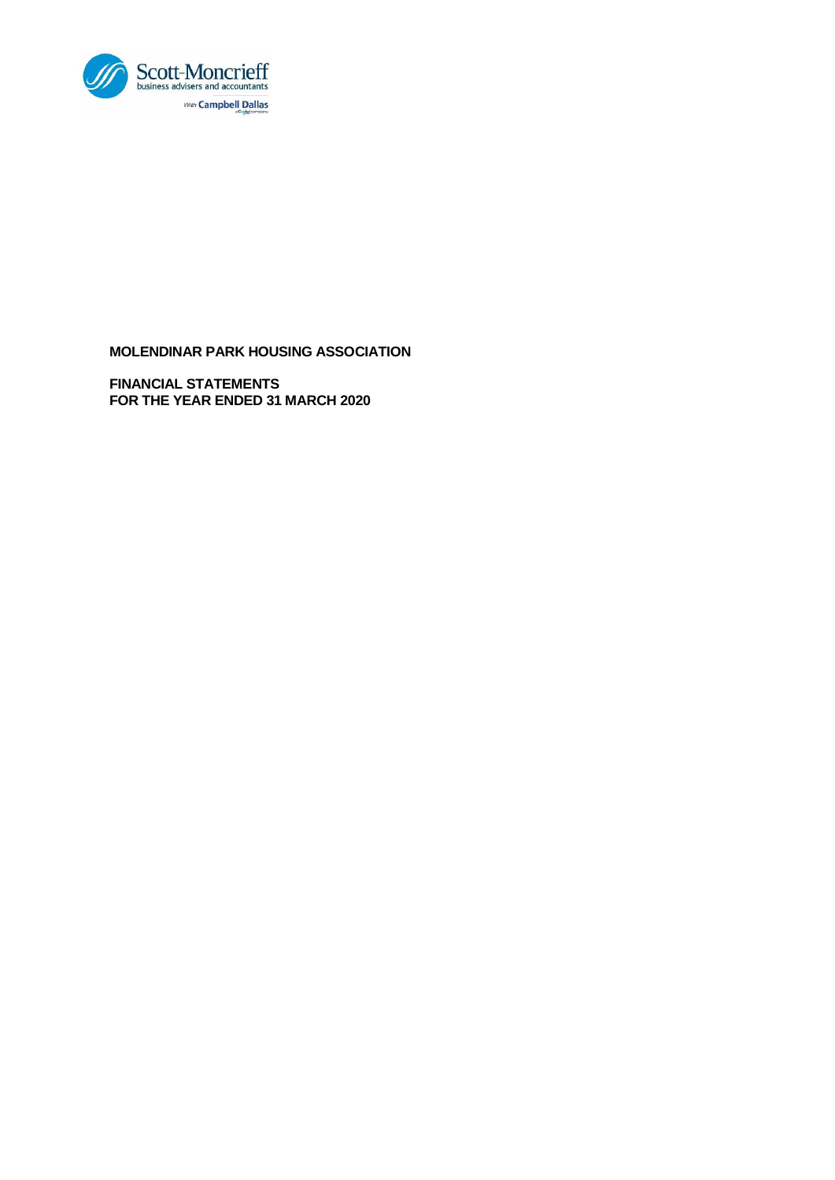Scott-Moncrieff
business advisers and accountants
With Campbell Dallas

# MOLENDINAR PARK HOUSING ASSOCIATION

## FINANCIAL STATEMENTS
## FOR THE YEAR ENDED 31 MARCH 2020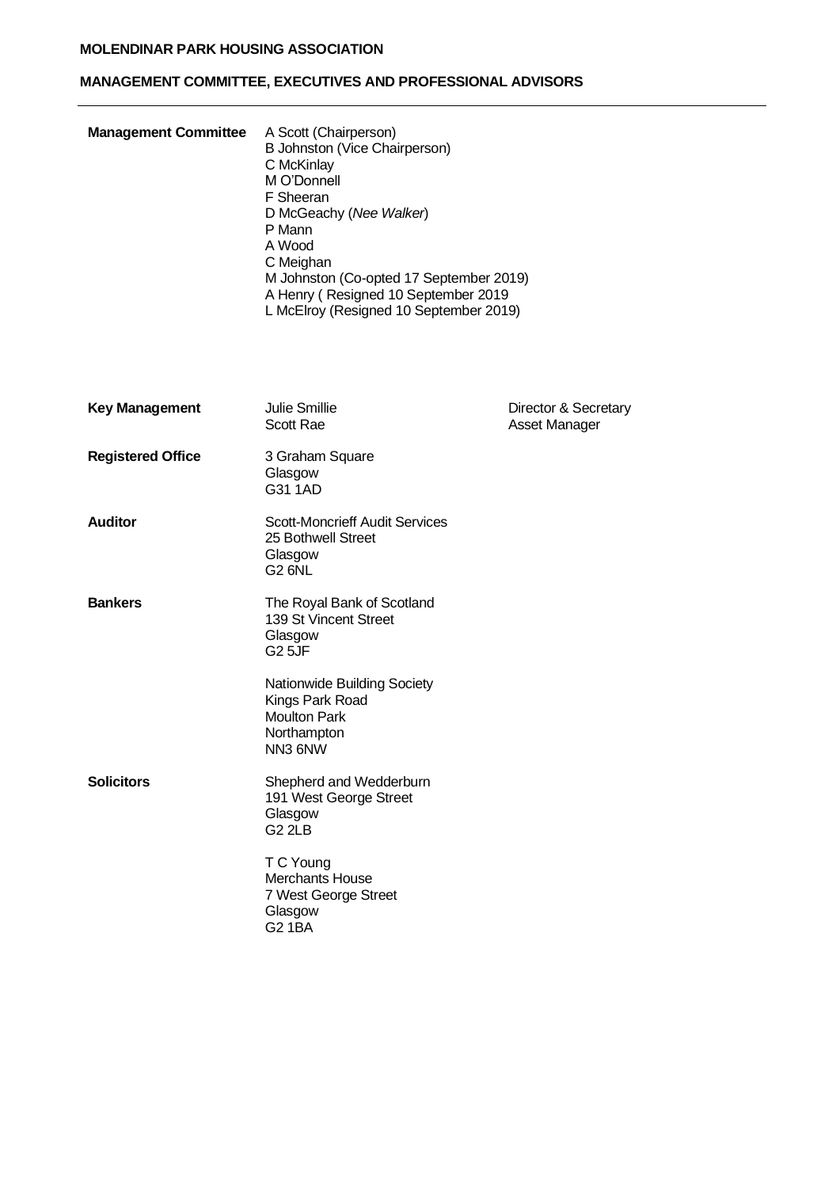**MOLENDINAR PARK HOUSING ASSOCIATION**

**MANAGEMENT COMMITTEE, EXECUTIVES AND PROFESSIONAL ADVISORS**

---

**Management Committee**

A Scott (Chairperson)
B Johnston (Vice Chairperson)
C McKinlay
M O'Donnell
F Sheeran
D McGeachy (*Nee Walker*)
P Mann
A Wood
C Meighan
M Johnston (Co-opted 17 September 2019)
A Henry ( Resigned 10 September 2019
L McElroy (Resigned 10 September 2019)

**Key Management**

| | |
|---|---|
| Julie Smillie | Director & Secretary |
| Scott Rae | Asset Manager |

**Registered Office**

3 Graham Square
Glasgow
G31 1AD

**Auditor**

Scott-Moncrieff Audit Services
25 Bothwell Street
Glasgow
G2 6NL

**Bankers**

The Royal Bank of Scotland
139 St Vincent Street
Glasgow
G2 5JF

Nationwide Building Society
Kings Park Road
Moulton Park
Northampton
NN3 6NW

**Solicitors**

Shepherd and Wedderburn
191 West George Street
Glasgow
G2 2LB

T C Young
Merchants House
7 West George Street
Glasgow
G2 1BA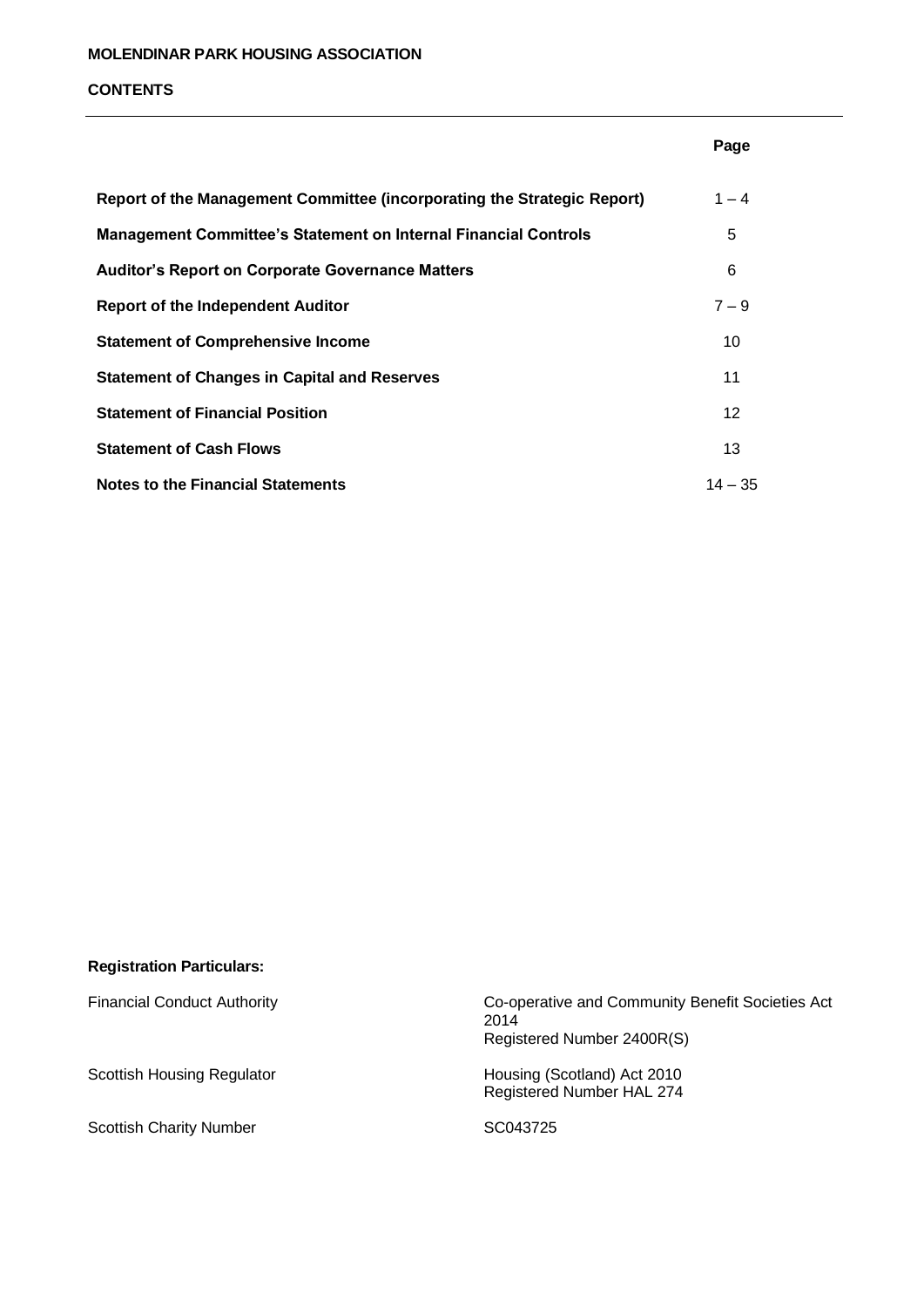**MOLENDINAR PARK HOUSING ASSOCIATION**

**CONTENTS**

| | Page |
|---|---|
| **Report of the Management Committee (incorporating the Strategic Report)** | 1 – 4 |
| **Management Committee's Statement on Internal Financial Controls** | 5 |
| **Auditor's Report on Corporate Governance Matters** | 6 |
| **Report of the Independent Auditor** | 7 – 9 |
| **Statement of Comprehensive Income** | 10 |
| **Statement of Changes in Capital and Reserves** | 11 |
| **Statement of Financial Position** | 12 |
| **Statement of Cash Flows** | 13 |
| **Notes to the Financial Statements** | 14 – 35 |

**Registration Particulars:**

| | |
|---|---|
| Financial Conduct Authority | Co-operative and Community Benefit Societies Act 2014<br>Registered Number 2400R(S) |
| Scottish Housing Regulator | Housing (Scotland) Act 2010<br>Registered Number HAL 274 |
| Scottish Charity Number | SC043725 |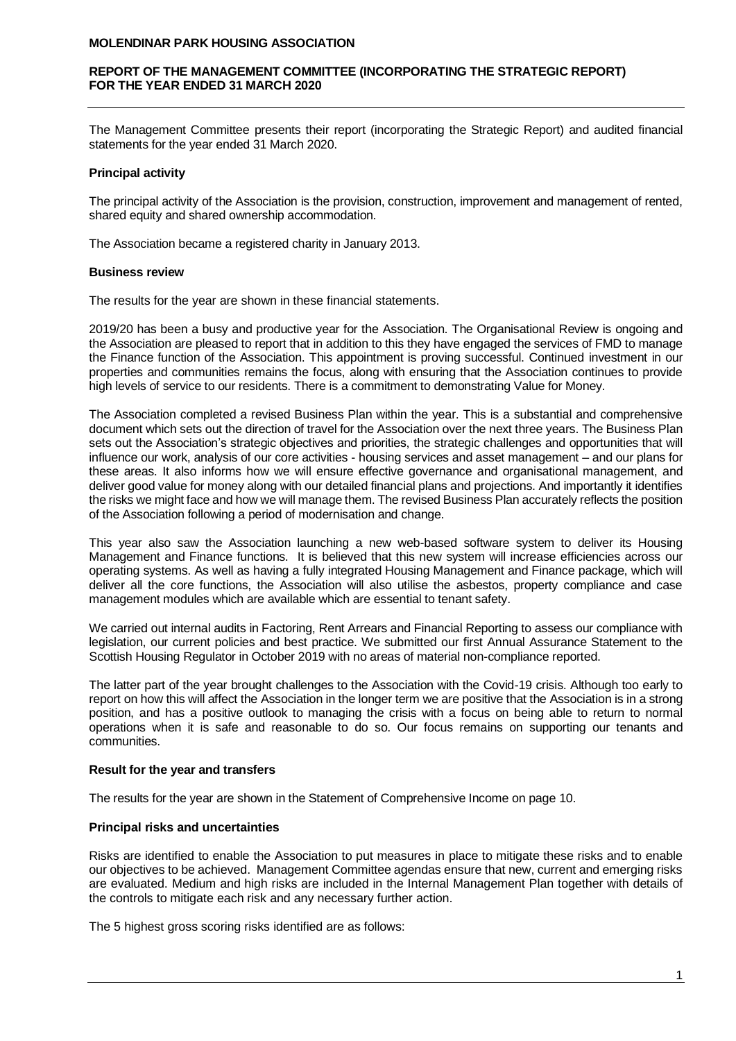**MOLENDINAR PARK HOUSING ASSOCIATION**

**REPORT OF THE MANAGEMENT COMMITTEE (INCORPORATING THE STRATEGIC REPORT) FOR THE YEAR ENDED 31 MARCH 2020**

The Management Committee presents their report (incorporating the Strategic Report) and audited financial statements for the year ended 31 March 2020.

**Principal activity**

The principal activity of the Association is the provision, construction, improvement and management of rented, shared equity and shared ownership accommodation.

The Association became a registered charity in January 2013.

**Business review**

The results for the year are shown in these financial statements.

2019/20 has been a busy and productive year for the Association. The Organisational Review is ongoing and the Association are pleased to report that in addition to this they have engaged the services of FMD to manage the Finance function of the Association. This appointment is proving successful. Continued investment in our properties and communities remains the focus, along with ensuring that the Association continues to provide high levels of service to our residents. There is a commitment to demonstrating Value for Money.

The Association completed a revised Business Plan within the year. This is a substantial and comprehensive document which sets out the direction of travel for the Association over the next three years. The Business Plan sets out the Association's strategic objectives and priorities, the strategic challenges and opportunities that will influence our work, analysis of our core activities - housing services and asset management – and our plans for these areas. It also informs how we will ensure effective governance and organisational management, and deliver good value for money along with our detailed financial plans and projections. And importantly it identifies the risks we might face and how we will manage them. The revised Business Plan accurately reflects the position of the Association following a period of modernisation and change.

This year also saw the Association launching a new web-based software system to deliver its Housing Management and Finance functions. It is believed that this new system will increase efficiencies across our operating systems. As well as having a fully integrated Housing Management and Finance package, which will deliver all the core functions, the Association will also utilise the asbestos, property compliance and case management modules which are available which are essential to tenant safety.

We carried out internal audits in Factoring, Rent Arrears and Financial Reporting to assess our compliance with legislation, our current policies and best practice. We submitted our first Annual Assurance Statement to the Scottish Housing Regulator in October 2019 with no areas of material non-compliance reported.

The latter part of the year brought challenges to the Association with the Covid-19 crisis. Although too early to report on how this will affect the Association in the longer term we are positive that the Association is in a strong position, and has a positive outlook to managing the crisis with a focus on being able to return to normal operations when it is safe and reasonable to do so. Our focus remains on supporting our tenants and communities.

**Result for the year and transfers**

The results for the year are shown in the Statement of Comprehensive Income on page 10.

**Principal risks and uncertainties**

Risks are identified to enable the Association to put measures in place to mitigate these risks and to enable our objectives to be achieved. Management Committee agendas ensure that new, current and emerging risks are evaluated. Medium and high risks are included in the Internal Management Plan together with details of the controls to mitigate each risk and any necessary further action.

The 5 highest gross scoring risks identified are as follows: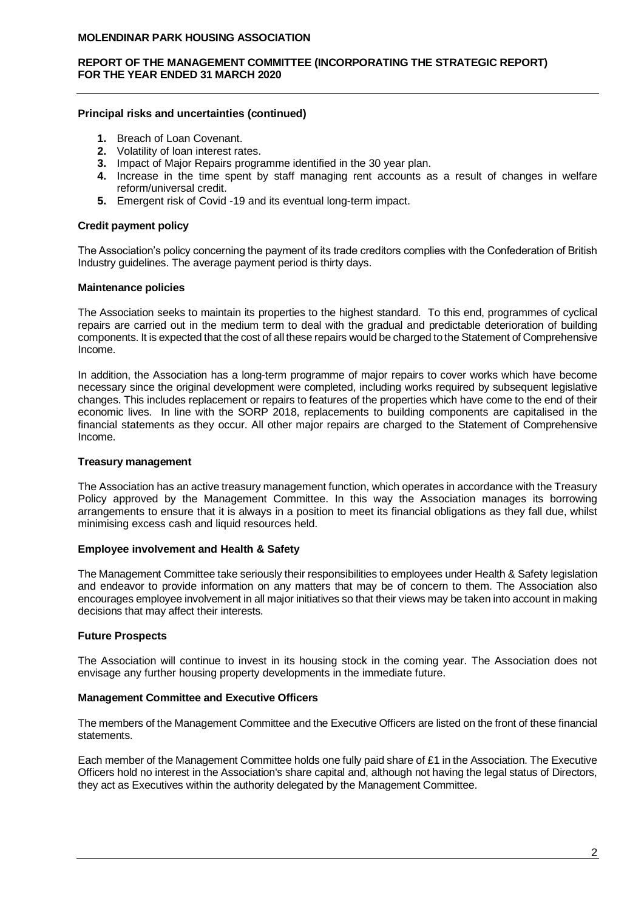### Principal risks and uncertainties (continued)

1. Breach of Loan Covenant.
2. Volatility of loan interest rates.
3. Impact of Major Repairs programme identified in the 30 year plan.
4. Increase in the time spent by staff managing rent accounts as a result of changes in welfare reform/universal credit.
5. Emergent risk of Covid -19 and its eventual long-term impact.

### Credit payment policy

The Association's policy concerning the payment of its trade creditors complies with the Confederation of British Industry guidelines. The average payment period is thirty days.

### Maintenance policies

The Association seeks to maintain its properties to the highest standard. To this end, programmes of cyclical repairs are carried out in the medium term to deal with the gradual and predictable deterioration of building components. It is expected that the cost of all these repairs would be charged to the Statement of Comprehensive Income.

In addition, the Association has a long-term programme of major repairs to cover works which have become necessary since the original development were completed, including works required by subsequent legislative changes. This includes replacement or repairs to features of the properties which have come to the end of their economic lives. In line with the SORP 2018, replacements to building components are capitalised in the financial statements as they occur. All other major repairs are charged to the Statement of Comprehensive Income.

### Treasury management

The Association has an active treasury management function, which operates in accordance with the Treasury Policy approved by the Management Committee. In this way the Association manages its borrowing arrangements to ensure that it is always in a position to meet its financial obligations as they fall due, whilst minimising excess cash and liquid resources held.

### Employee involvement and Health & Safety

The Management Committee take seriously their responsibilities to employees under Health & Safety legislation and endeavor to provide information on any matters that may be of concern to them. The Association also encourages employee involvement in all major initiatives so that their views may be taken into account in making decisions that may affect their interests.

### Future Prospects

The Association will continue to invest in its housing stock in the coming year. The Association does not envisage any further housing property developments in the immediate future.

### Management Committee and Executive Officers

The members of the Management Committee and the Executive Officers are listed on the front of these financial statements.

Each member of the Management Committee holds one fully paid share of £1 in the Association. The Executive Officers hold no interest in the Association's share capital and, although not having the legal status of Directors, they act as Executives within the authority delegated by the Management Committee.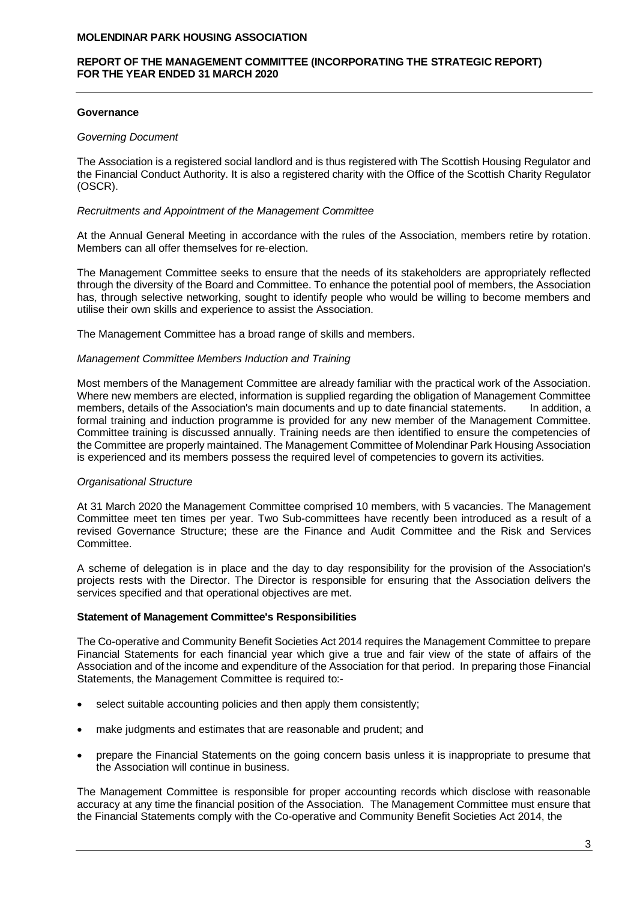## Governance

*Governing Document*

The Association is a registered social landlord and is thus registered with The Scottish Housing Regulator and the Financial Conduct Authority. It is also a registered charity with the Office of the Scottish Charity Regulator (OSCR).

*Recruitments and Appointment of the Management Committee*

At the Annual General Meeting in accordance with the rules of the Association, members retire by rotation. Members can all offer themselves for re-election.

The Management Committee seeks to ensure that the needs of its stakeholders are appropriately reflected through the diversity of the Board and Committee. To enhance the potential pool of members, the Association has, through selective networking, sought to identify people who would be willing to become members and utilise their own skills and experience to assist the Association.

The Management Committee has a broad range of skills and members.

*Management Committee Members Induction and Training*

Most members of the Management Committee are already familiar with the practical work of the Association. Where new members are elected, information is supplied regarding the obligation of Management Committee members, details of the Association's main documents and up to date financial statements. In addition, a formal training and induction programme is provided for any new member of the Management Committee. Committee training is discussed annually. Training needs are then identified to ensure the competencies of the Committee are properly maintained. The Management Committee of Molendinar Park Housing Association is experienced and its members possess the required level of competencies to govern its activities.

*Organisational Structure*

At 31 March 2020 the Management Committee comprised 10 members, with 5 vacancies. The Management Committee meet ten times per year. Two Sub-committees have recently been introduced as a result of a revised Governance Structure; these are the Finance and Audit Committee and the Risk and Services Committee.

A scheme of delegation is in place and the day to day responsibility for the provision of the Association's projects rests with the Director. The Director is responsible for ensuring that the Association delivers the services specified and that operational objectives are met.

## Statement of Management Committee's Responsibilities

The Co-operative and Community Benefit Societies Act 2014 requires the Management Committee to prepare Financial Statements for each financial year which give a true and fair view of the state of affairs of the Association and of the income and expenditure of the Association for that period. In preparing those Financial Statements, the Management Committee is required to:-

- select suitable accounting policies and then apply them consistently;
- make judgments and estimates that are reasonable and prudent; and
- prepare the Financial Statements on the going concern basis unless it is inappropriate to presume that the Association will continue in business.

The Management Committee is responsible for proper accounting records which disclose with reasonable accuracy at any time the financial position of the Association. The Management Committee must ensure that the Financial Statements comply with the Co-operative and Community Benefit Societies Act 2014, the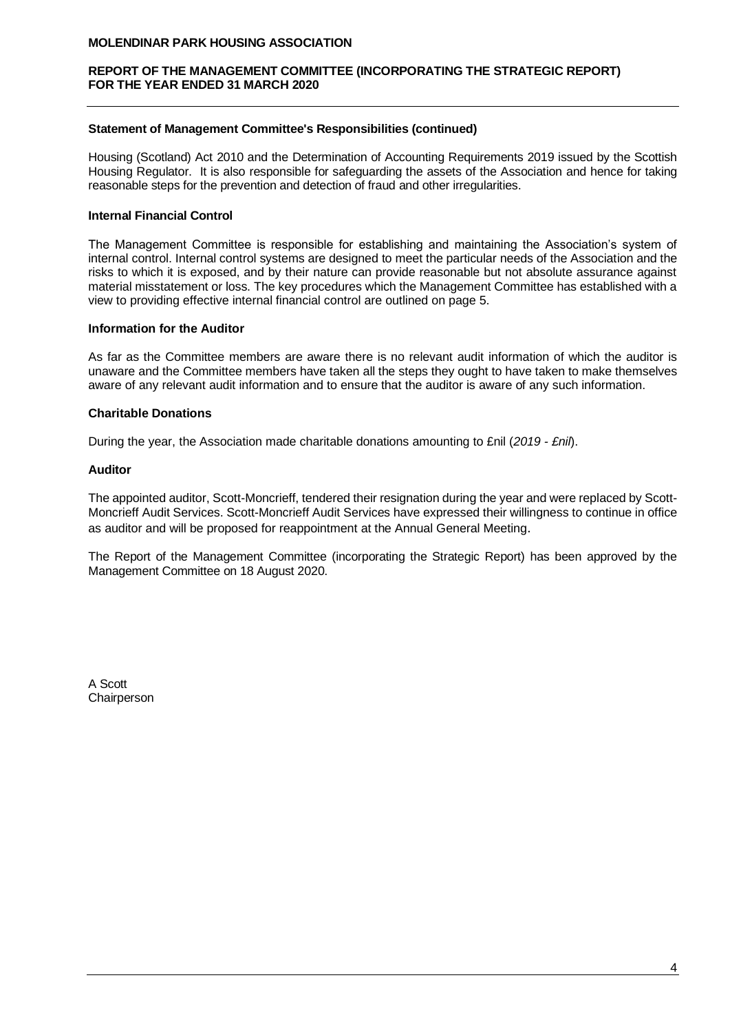### Statement of Management Committee's Responsibilities (continued)

Housing (Scotland) Act 2010 and the Determination of Accounting Requirements 2019 issued by the Scottish Housing Regulator. It is also responsible for safeguarding the assets of the Association and hence for taking reasonable steps for the prevention and detection of fraud and other irregularities.

### Internal Financial Control

The Management Committee is responsible for establishing and maintaining the Association's system of internal control. Internal control systems are designed to meet the particular needs of the Association and the risks to which it is exposed, and by their nature can provide reasonable but not absolute assurance against material misstatement or loss. The key procedures which the Management Committee has established with a view to providing effective internal financial control are outlined on page 5.

### Information for the Auditor

As far as the Committee members are aware there is no relevant audit information of which the auditor is unaware and the Committee members have taken all the steps they ought to have taken to make themselves aware of any relevant audit information and to ensure that the auditor is aware of any such information.

### Charitable Donations

During the year, the Association made charitable donations amounting to £nil (*2019 - £nil*).

### Auditor

The appointed auditor, Scott-Moncrieff, tendered their resignation during the year and were replaced by Scott-Moncrieff Audit Services. Scott-Moncrieff Audit Services have expressed their willingness to continue in office as auditor and will be proposed for reappointment at the Annual General Meeting.

The Report of the Management Committee (incorporating the Strategic Report) has been approved by the Management Committee on 18 August 2020.

A Scott
Chairperson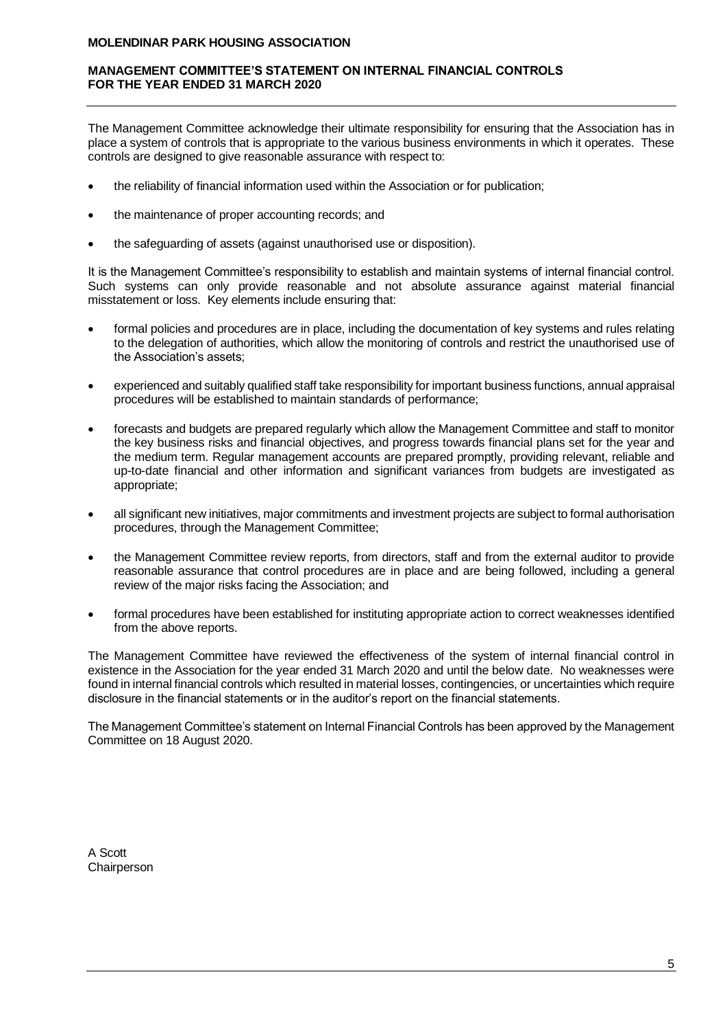**MOLENDINAR PARK HOUSING ASSOCIATION**

**MANAGEMENT COMMITTEE'S STATEMENT ON INTERNAL FINANCIAL CONTROLS FOR THE YEAR ENDED 31 MARCH 2020**

The Management Committee acknowledge their ultimate responsibility for ensuring that the Association has in place a system of controls that is appropriate to the various business environments in which it operates. These controls are designed to give reasonable assurance with respect to:

- the reliability of financial information used within the Association or for publication;
- the maintenance of proper accounting records; and
- the safeguarding of assets (against unauthorised use or disposition).

It is the Management Committee's responsibility to establish and maintain systems of internal financial control. Such systems can only provide reasonable and not absolute assurance against material financial misstatement or loss. Key elements include ensuring that:

- formal policies and procedures are in place, including the documentation of key systems and rules relating to the delegation of authorities, which allow the monitoring of controls and restrict the unauthorised use of the Association's assets;
- experienced and suitably qualified staff take responsibility for important business functions, annual appraisal procedures will be established to maintain standards of performance;
- forecasts and budgets are prepared regularly which allow the Management Committee and staff to monitor the key business risks and financial objectives, and progress towards financial plans set for the year and the medium term. Regular management accounts are prepared promptly, providing relevant, reliable and up-to-date financial and other information and significant variances from budgets are investigated as appropriate;
- all significant new initiatives, major commitments and investment projects are subject to formal authorisation procedures, through the Management Committee;
- the Management Committee review reports, from directors, staff and from the external auditor to provide reasonable assurance that control procedures are in place and are being followed, including a general review of the major risks facing the Association; and
- formal procedures have been established for instituting appropriate action to correct weaknesses identified from the above reports.

The Management Committee have reviewed the effectiveness of the system of internal financial control in existence in the Association for the year ended 31 March 2020 and until the below date. No weaknesses were found in internal financial controls which resulted in material losses, contingencies, or uncertainties which require disclosure in the financial statements or in the auditor's report on the financial statements.

The Management Committee's statement on Internal Financial Controls has been approved by the Management Committee on 18 August 2020.

A Scott
Chairperson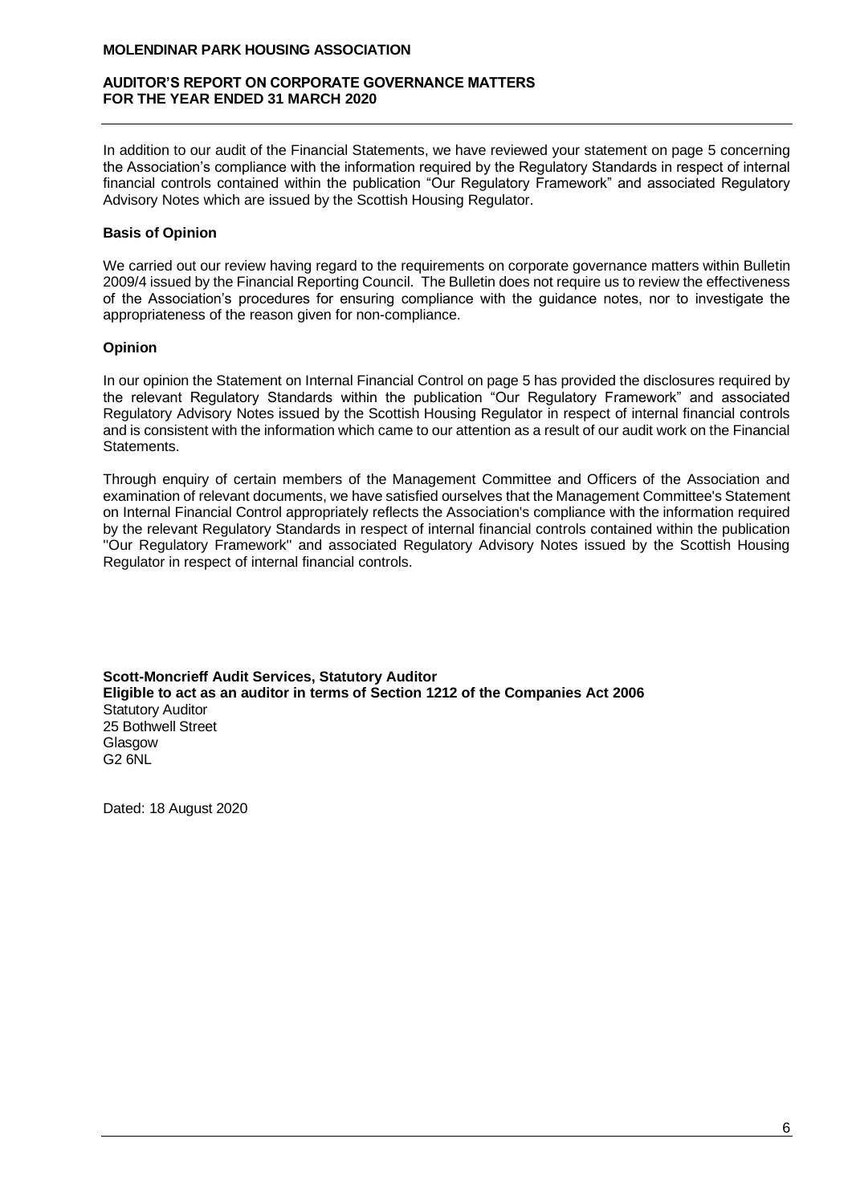**MOLENDINAR PARK HOUSING ASSOCIATION**

**AUDITOR'S REPORT ON CORPORATE GOVERNANCE MATTERS FOR THE YEAR ENDED 31 MARCH 2020**

In addition to our audit of the Financial Statements, we have reviewed your statement on page 5 concerning the Association's compliance with the information required by the Regulatory Standards in respect of internal financial controls contained within the publication "Our Regulatory Framework" and associated Regulatory Advisory Notes which are issued by the Scottish Housing Regulator.

**Basis of Opinion**

We carried out our review having regard to the requirements on corporate governance matters within Bulletin 2009/4 issued by the Financial Reporting Council. The Bulletin does not require us to review the effectiveness of the Association's procedures for ensuring compliance with the guidance notes, nor to investigate the appropriateness of the reason given for non-compliance.

**Opinion**

In our opinion the Statement on Internal Financial Control on page 5 has provided the disclosures required by the relevant Regulatory Standards within the publication "Our Regulatory Framework" and associated Regulatory Advisory Notes issued by the Scottish Housing Regulator in respect of internal financial controls and is consistent with the information which came to our attention as a result of our audit work on the Financial Statements.

Through enquiry of certain members of the Management Committee and Officers of the Association and examination of relevant documents, we have satisfied ourselves that the Management Committee's Statement on Internal Financial Control appropriately reflects the Association's compliance with the information required by the relevant Regulatory Standards in respect of internal financial controls contained within the publication "Our Regulatory Framework" and associated Regulatory Advisory Notes issued by the Scottish Housing Regulator in respect of internal financial controls.

**Scott-Moncrieff Audit Services, Statutory Auditor**
**Eligible to act as an auditor in terms of Section 1212 of the Companies Act 2006**
Statutory Auditor
25 Bothwell Street
Glasgow
G2 6NL

Dated: 18 August 2020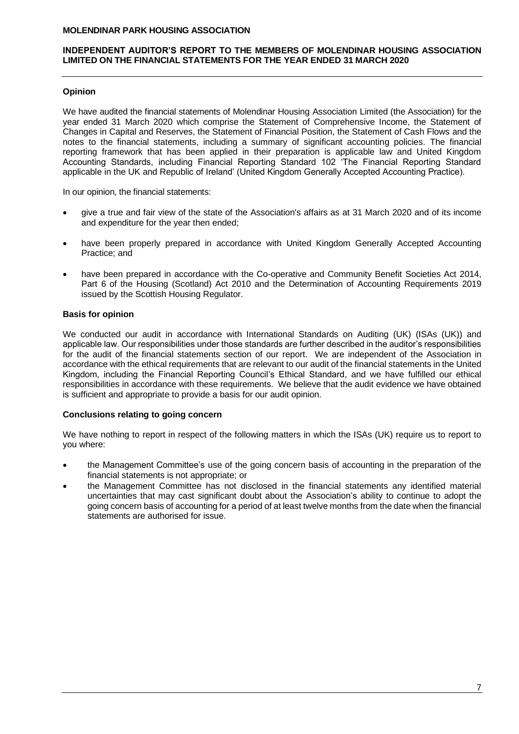# INDEPENDENT AUDITOR'S REPORT TO THE MEMBERS OF MOLENDINAR HOUSING ASSOCIATION LIMITED ON THE FINANCIAL STATEMENTS FOR THE YEAR ENDED 31 MARCH 2020

## Opinion

We have audited the financial statements of Molendinar Housing Association Limited (the Association) for the year ended 31 March 2020 which comprise the Statement of Comprehensive Income, the Statement of Changes in Capital and Reserves, the Statement of Financial Position, the Statement of Cash Flows and the notes to the financial statements, including a summary of significant accounting policies. The financial reporting framework that has been applied in their preparation is applicable law and United Kingdom Accounting Standards, including Financial Reporting Standard 102 'The Financial Reporting Standard applicable in the UK and Republic of Ireland' (United Kingdom Generally Accepted Accounting Practice).

In our opinion, the financial statements:

- give a true and fair view of the state of the Association's affairs as at 31 March 2020 and of its income and expenditure for the year then ended;
- have been properly prepared in accordance with United Kingdom Generally Accepted Accounting Practice; and
- have been prepared in accordance with the Co-operative and Community Benefit Societies Act 2014, Part 6 of the Housing (Scotland) Act 2010 and the Determination of Accounting Requirements 2019 issued by the Scottish Housing Regulator.

## Basis for opinion

We conducted our audit in accordance with International Standards on Auditing (UK) (ISAs (UK)) and applicable law. Our responsibilities under those standards are further described in the auditor's responsibilities for the audit of the financial statements section of our report. We are independent of the Association in accordance with the ethical requirements that are relevant to our audit of the financial statements in the United Kingdom, including the Financial Reporting Council's Ethical Standard, and we have fulfilled our ethical responsibilities in accordance with these requirements. We believe that the audit evidence we have obtained is sufficient and appropriate to provide a basis for our audit opinion.

## Conclusions relating to going concern

We have nothing to report in respect of the following matters in which the ISAs (UK) require us to report to you where:

- the Management Committee's use of the going concern basis of accounting in the preparation of the financial statements is not appropriate; or
- the Management Committee has not disclosed in the financial statements any identified material uncertainties that may cast significant doubt about the Association's ability to continue to adopt the going concern basis of accounting for a period of at least twelve months from the date when the financial statements are authorised for issue.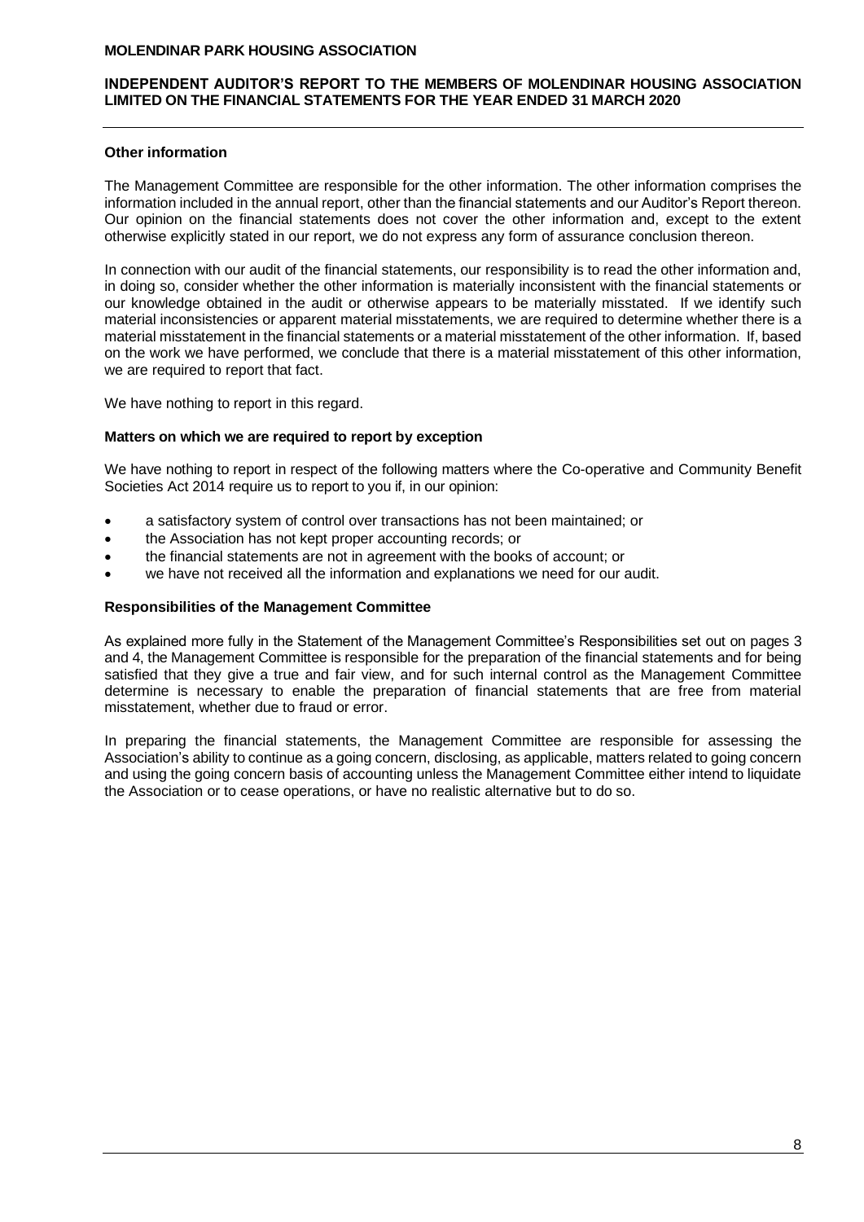### Other information

The Management Committee are responsible for the other information. The other information comprises the information included in the annual report, other than the financial statements and our Auditor's Report thereon. Our opinion on the financial statements does not cover the other information and, except to the extent otherwise explicitly stated in our report, we do not express any form of assurance conclusion thereon.

In connection with our audit of the financial statements, our responsibility is to read the other information and, in doing so, consider whether the other information is materially inconsistent with the financial statements or our knowledge obtained in the audit or otherwise appears to be materially misstated. If we identify such material inconsistencies or apparent material misstatements, we are required to determine whether there is a material misstatement in the financial statements or a material misstatement of the other information. If, based on the work we have performed, we conclude that there is a material misstatement of this other information, we are required to report that fact.

We have nothing to report in this regard.

### Matters on which we are required to report by exception

We have nothing to report in respect of the following matters where the Co-operative and Community Benefit Societies Act 2014 require us to report to you if, in our opinion:

- a satisfactory system of control over transactions has not been maintained; or
- the Association has not kept proper accounting records; or
- the financial statements are not in agreement with the books of account; or
- we have not received all the information and explanations we need for our audit.

### Responsibilities of the Management Committee

As explained more fully in the Statement of the Management Committee's Responsibilities set out on pages 3 and 4, the Management Committee is responsible for the preparation of the financial statements and for being satisfied that they give a true and fair view, and for such internal control as the Management Committee determine is necessary to enable the preparation of financial statements that are free from material misstatement, whether due to fraud or error.

In preparing the financial statements, the Management Committee are responsible for assessing the Association's ability to continue as a going concern, disclosing, as applicable, matters related to going concern and using the going concern basis of accounting unless the Management Committee either intend to liquidate the Association or to cease operations, or have no realistic alternative but to do so.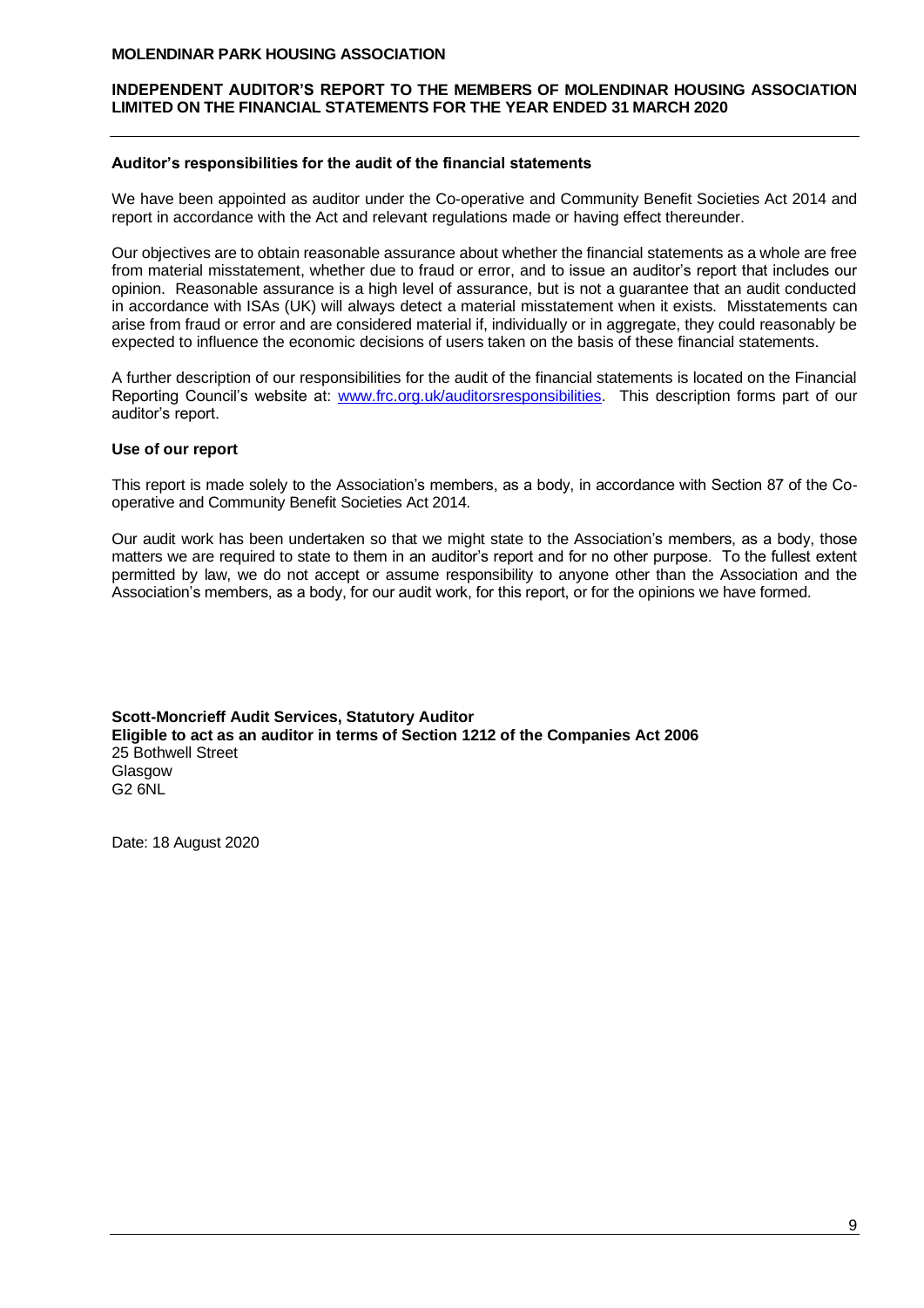**INDEPENDENT AUDITOR'S REPORT TO THE MEMBERS OF MOLENDINAR HOUSING ASSOCIATION LIMITED ON THE FINANCIAL STATEMENTS FOR THE YEAR ENDED 31 MARCH 2020**

**Auditor's responsibilities for the audit of the financial statements**

We have been appointed as auditor under the Co-operative and Community Benefit Societies Act 2014 and report in accordance with the Act and relevant regulations made or having effect thereunder.

Our objectives are to obtain reasonable assurance about whether the financial statements as a whole are free from material misstatement, whether due to fraud or error, and to issue an auditor's report that includes our opinion. Reasonable assurance is a high level of assurance, but is not a guarantee that an audit conducted in accordance with ISAs (UK) will always detect a material misstatement when it exists. Misstatements can arise from fraud or error and are considered material if, individually or in aggregate, they could reasonably be expected to influence the economic decisions of users taken on the basis of these financial statements.

A further description of our responsibilities for the audit of the financial statements is located on the Financial Reporting Council's website at: [www.frc.org.uk/auditorsresponsibilities](http://www.frc.org.uk/auditorsresponsibilities). This description forms part of our auditor's report.

**Use of our report**

This report is made solely to the Association's members, as a body, in accordance with Section 87 of the Co-operative and Community Benefit Societies Act 2014.

Our audit work has been undertaken so that we might state to the Association's members, as a body, those matters we are required to state to them in an auditor's report and for no other purpose. To the fullest extent permitted by law, we do not accept or assume responsibility to anyone other than the Association and the Association's members, as a body, for our audit work, for this report, or for the opinions we have formed.

**Scott-Moncrieff Audit Services, Statutory Auditor**
**Eligible to act as an auditor in terms of Section 1212 of the Companies Act 2006**
25 Bothwell Street
Glasgow
G2 6NL

Date: 18 August 2020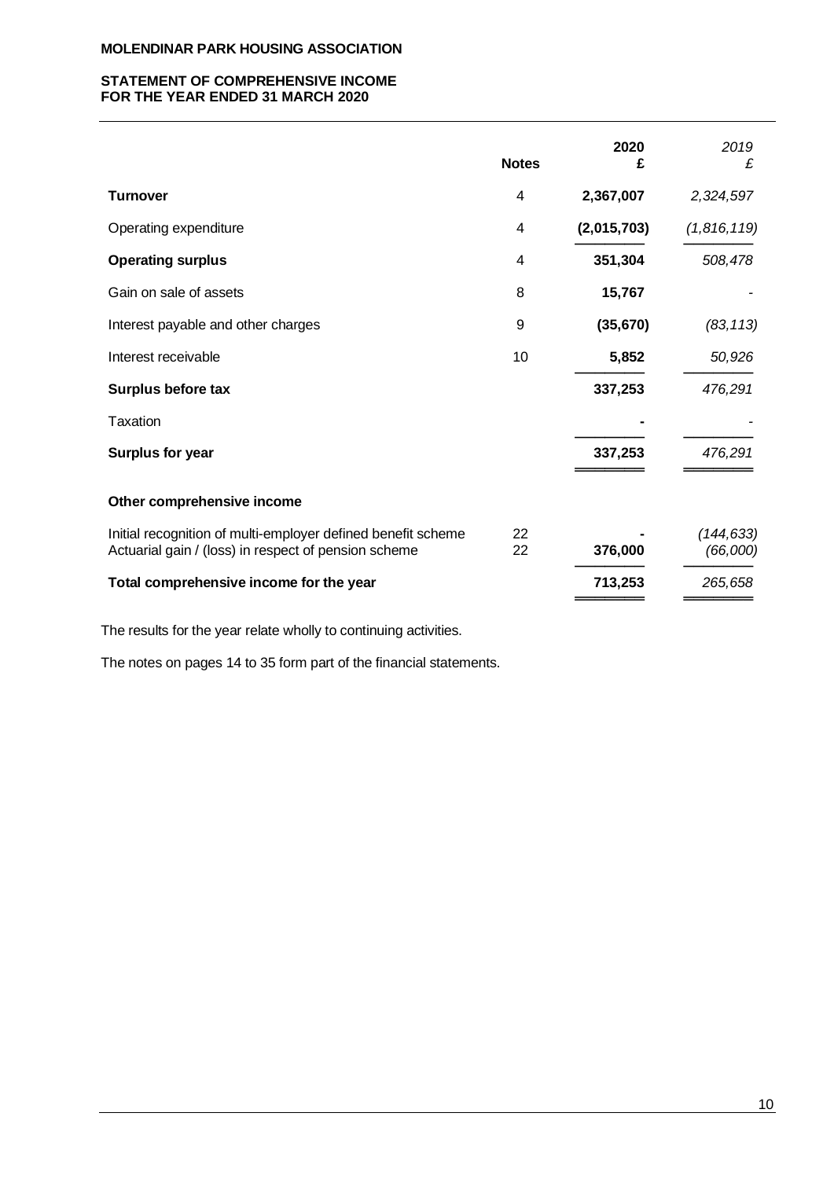**MOLENDINAR PARK HOUSING ASSOCIATION**

**STATEMENT OF COMPREHENSIVE INCOME**
**FOR THE YEAR ENDED 31 MARCH 2020**

| | Notes | 2020<br>£ | *2019*<br>*£* |
|---|---|---|---|
| **Turnover** | 4 | **2,367,007** | *2,324,597* |
| Operating expenditure | 4 | **(2,015,703)** | *(1,816,119)* |
| **Operating surplus** | 4 | **351,304** | *508,478* |
| Gain on sale of assets | 8 | **15,767** | *-* |
| Interest payable and other charges | 9 | **(35,670)** | *(83,113)* |
| Interest receivable | 10 | **5,852** | *50,926* |
| **Surplus before tax** | | **337,253** | *476,291* |
| Taxation | | **-** | *-* |
| **Surplus for year** | | **337,253** | *476,291* |
| **Other comprehensive income** | | | |
| Initial recognition of multi-employer defined benefit scheme | 22 | **-** | *(144,633)* |
| Actuarial gain / (loss) in respect of pension scheme | 22 | **376,000** | *(66,000)* |
| **Total comprehensive income for the year** | | **713,253** | *265,658* |

The results for the year relate wholly to continuing activities.

The notes on pages 14 to 35 form part of the financial statements.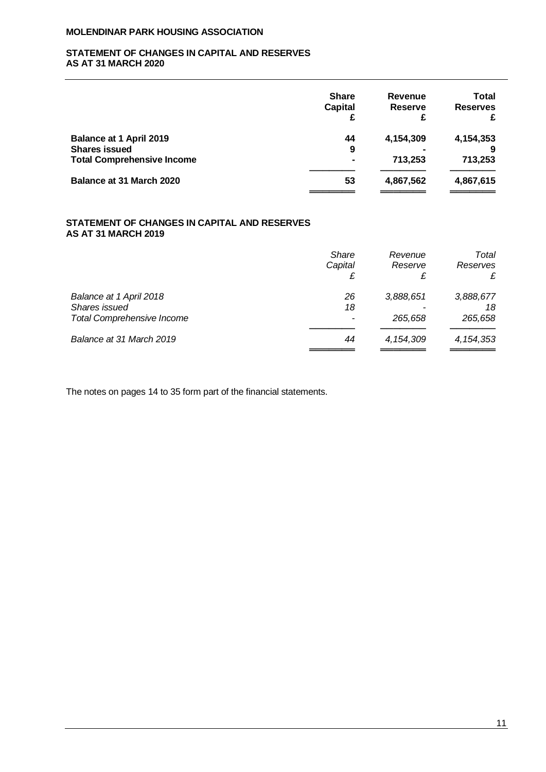**MOLENDINAR PARK HOUSING ASSOCIATION**

## STATEMENT OF CHANGES IN CAPITAL AND RESERVES AS AT 31 MARCH 2020

| | Share Capital £ | Revenue Reserve £ | Total Reserves £ |
|---|---|---|---|
| **Balance at 1 April 2019** | **44** | **4,154,309** | **4,154,353** |
| **Shares issued** | **9** | **-** | **9** |
| **Total Comprehensive Income** | **-** | **713,253** | **713,253** |
| **Balance at 31 March 2020** | **53** | **4,867,562** | **4,867,615** |

## STATEMENT OF CHANGES IN CAPITAL AND RESERVES AS AT 31 MARCH 2019

| | *Share Capital £* | *Revenue Reserve £* | *Total Reserves £* |
|---|---|---|---|
| *Balance at 1 April 2018* | *26* | *3,888,651* | *3,888,677* |
| *Shares issued* | *18* | *-* | *18* |
| *Total Comprehensive Income* | *-* | *265,658* | *265,658* |
| *Balance at 31 March 2019* | *44* | *4,154,309* | *4,154,353* |

The notes on pages 14 to 35 form part of the financial statements.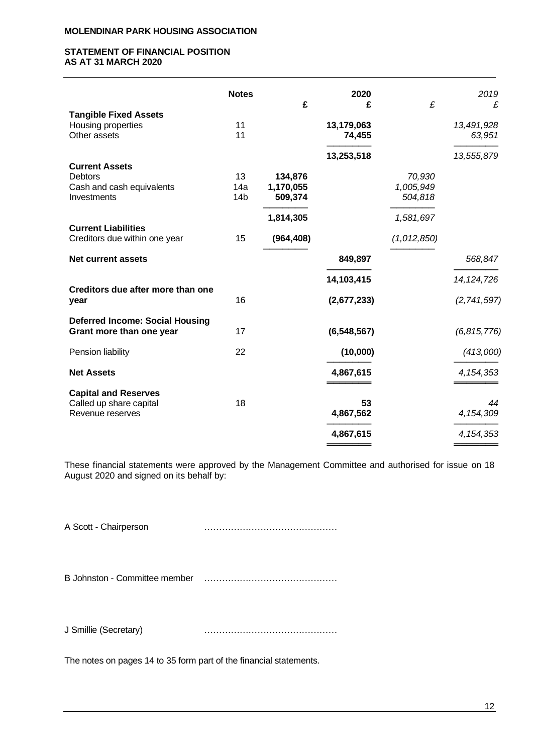**MOLENDINAR PARK HOUSING ASSOCIATION**

**STATEMENT OF FINANCIAL POSITION**
**AS AT 31 MARCH 2020**

| | **Notes** | **£** | **2020** **£** | *£* | *2019* *£* |
|---|---|---|---|---|---|
| **Tangible Fixed Assets** | | | | | |
| Housing properties | 11 | | **13,179,063** | | *13,491,928* |
| Other assets | 11 | | **74,455** | | *63,951* |
| | | | **13,253,518** | | *13,555,879* |
| **Current Assets** | | | | | |
| Debtors | 13 | **134,876** | | *70,930* | |
| Cash and cash equivalents | 14a | **1,170,055** | | *1,005,949* | |
| Investments | 14b | **509,374** | | *504,818* | |
| | | **1,814,305** | | *1,581,697* | |
| **Current Liabilities** | | | | | |
| Creditors due within one year | 15 | **(964,408)** | | *(1,012,850)* | |
| **Net current assets** | | | **849,897** | | *568,847* |
| | | | **14,103,415** | | *14,124,726* |
| **Creditors due after more than one year** | 16 | | **(2,677,233)** | | *(2,741,597)* |
| **Deferred Income: Social Housing Grant more than one year** | 17 | | **(6,548,567)** | | *(6,815,776)* |
| Pension liability | 22 | | **(10,000)** | | *(413,000)* |
| **Net Assets** | | | **4,867,615** | | *4,154,353* |
| **Capital and Reserves** | | | | | |
| Called up share capital | 18 | | **53** | | *44* |
| Revenue reserves | | | **4,867,562** | | *4,154,309* |
| | | | **4,867,615** | | *4,154,353* |

These financial statements were approved by the Management Committee and authorised for issue on 18 August 2020 and signed on its behalf by:

A Scott - Chairperson ………………………………………

B Johnston - Committee member ………………………………………

J Smillie (Secretary) ………………………………………

The notes on pages 14 to 35 form part of the financial statements.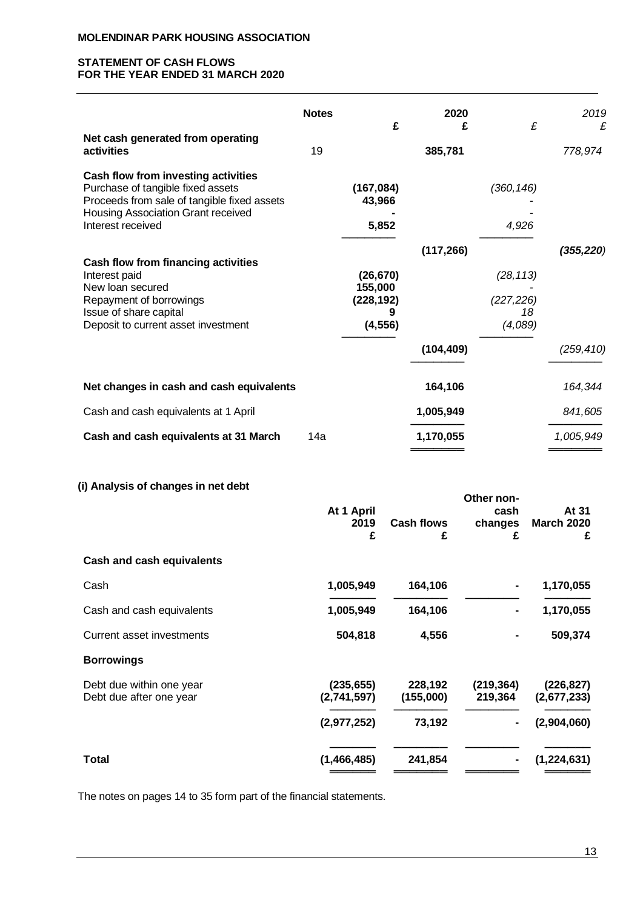**MOLENDINAR PARK HOUSING ASSOCIATION**

**STATEMENT OF CASH FLOWS**
**FOR THE YEAR ENDED 31 MARCH 2020**

| | Notes | 2020 £ | 2020 £ | *2019 £* | *2019 £* |
|---|---|---|---|---|---|
| **Net cash generated from operating activities** | 19 | | **385,781** | | *778,974* |
| **Cash flow from investing activities** | | | | | |
| Purchase of tangible fixed assets | | **(167,084)** | | *(360,146)* | |
| Proceeds from sale of tangible fixed assets | | **43,966** | | *-* | |
| Housing Association Grant received | | **-** | | *-* | |
| Interest received | | **5,852** | | *4,926* | |
| | | | **(117,266)** | | ***(355,220)*** |
| **Cash flow from financing activities** | | | | | |
| Interest paid | | **(26,670)** | | *(28,113)* | |
| New loan secured | | **155,000** | | *-* | |
| Repayment of borrowings | | **(228,192)** | | *(227,226)* | |
| Issue of share capital | | **9** | | *18* | |
| Deposit to current asset investment | | **(4,556)** | | *(4,089)* | |
| | | | **(104,409)** | | *(259,410)* |
| **Net changes in cash and cash equivalents** | | | **164,106** | | *164,344* |
| Cash and cash equivalents at 1 April | | | **1,005,949** | | *841,605* |
| **Cash and cash equivalents at 31 March** | 14a | | **1,170,055** | | *1,005,949* |

**(i) Analysis of changes in net debt**

| | At 1 April 2019 £ | Cash flows £ | Other non-cash changes £ | At 31 March 2020 £ |
|---|---|---|---|---|
| **Cash and cash equivalents** | | | | |
| Cash | **1,005,949** | **164,106** | **-** | **1,170,055** |
| Cash and cash equivalents | **1,005,949** | **164,106** | **-** | **1,170,055** |
| Current asset investments | **504,818** | **4,556** | **-** | **509,374** |
| **Borrowings** | | | | |
| Debt due within one year | **(235,655)** | **228,192** | **(219,364)** | **(226,827)** |
| Debt due after one year | **(2,741,597)** | **(155,000)** | **219,364** | **(2,677,233)** |
| | **(2,977,252)** | **73,192** | **-** | **(2,904,060)** |
| **Total** | **(1,466,485)** | **241,854** | **-** | **(1,224,631)** |

The notes on pages 14 to 35 form part of the financial statements.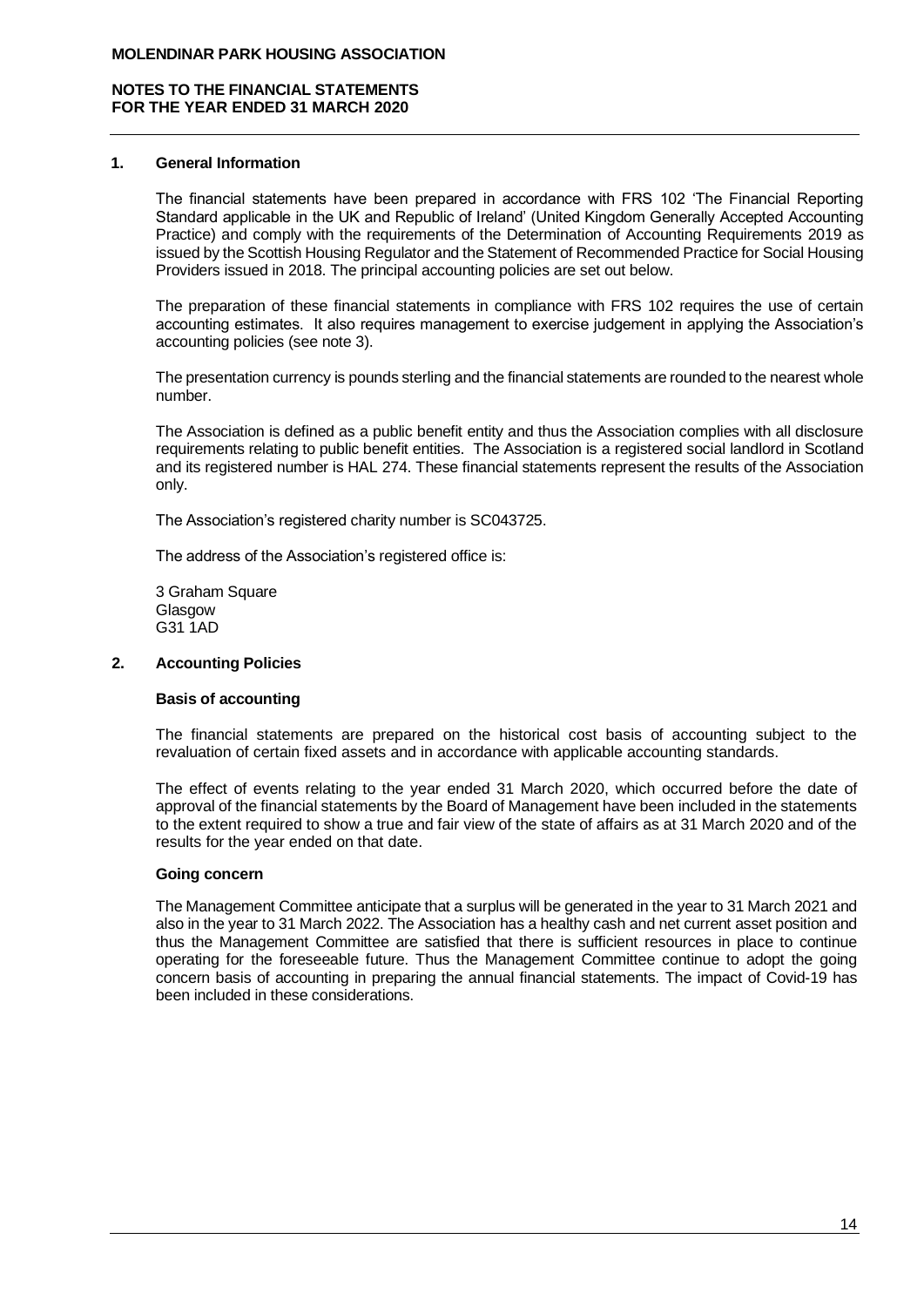## 1. General Information

The financial statements have been prepared in accordance with FRS 102 'The Financial Reporting Standard applicable in the UK and Republic of Ireland' (United Kingdom Generally Accepted Accounting Practice) and comply with the requirements of the Determination of Accounting Requirements 2019 as issued by the Scottish Housing Regulator and the Statement of Recommended Practice for Social Housing Providers issued in 2018. The principal accounting policies are set out below.

The preparation of these financial statements in compliance with FRS 102 requires the use of certain accounting estimates. It also requires management to exercise judgement in applying the Association's accounting policies (see note 3).

The presentation currency is pounds sterling and the financial statements are rounded to the nearest whole number.

The Association is defined as a public benefit entity and thus the Association complies with all disclosure requirements relating to public benefit entities. The Association is a registered social landlord in Scotland and its registered number is HAL 274. These financial statements represent the results of the Association only.

The Association's registered charity number is SC043725.

The address of the Association's registered office is:

3 Graham Square
Glasgow
G31 1AD

## 2. Accounting Policies

### Basis of accounting

The financial statements are prepared on the historical cost basis of accounting subject to the revaluation of certain fixed assets and in accordance with applicable accounting standards.

The effect of events relating to the year ended 31 March 2020, which occurred before the date of approval of the financial statements by the Board of Management have been included in the statements to the extent required to show a true and fair view of the state of affairs as at 31 March 2020 and of the results for the year ended on that date.

### Going concern

The Management Committee anticipate that a surplus will be generated in the year to 31 March 2021 and also in the year to 31 March 2022. The Association has a healthy cash and net current asset position and thus the Management Committee are satisfied that there is sufficient resources in place to continue operating for the foreseeable future. Thus the Management Committee continue to adopt the going concern basis of accounting in preparing the annual financial statements. The impact of Covid-19 has been included in these considerations.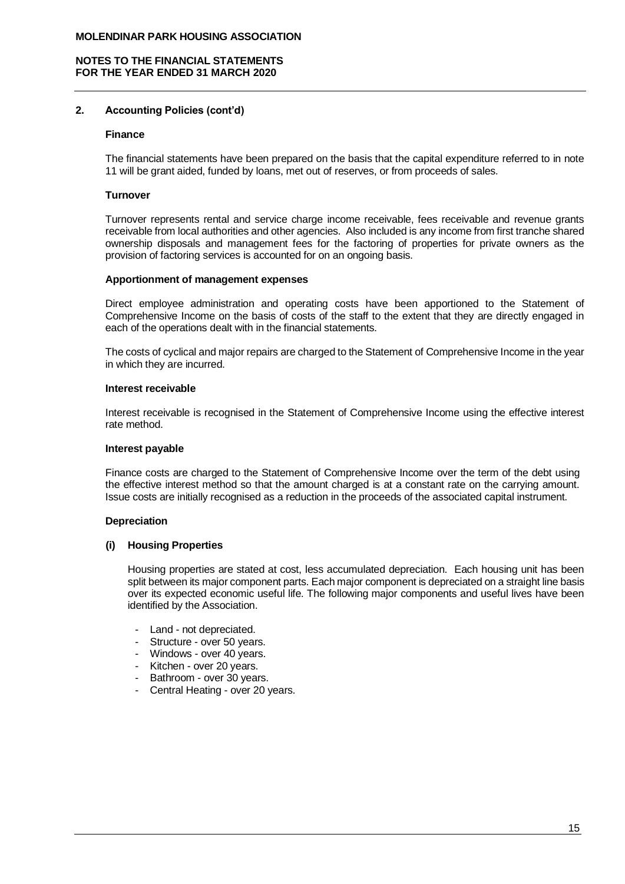## 2. Accounting Policies (cont'd)

### Finance

The financial statements have been prepared on the basis that the capital expenditure referred to in note 11 will be grant aided, funded by loans, met out of reserves, or from proceeds of sales.

### Turnover

Turnover represents rental and service charge income receivable, fees receivable and revenue grants receivable from local authorities and other agencies. Also included is any income from first tranche shared ownership disposals and management fees for the factoring of properties for private owners as the provision of factoring services is accounted for on an ongoing basis.

### Apportionment of management expenses

Direct employee administration and operating costs have been apportioned to the Statement of Comprehensive Income on the basis of costs of the staff to the extent that they are directly engaged in each of the operations dealt with in the financial statements.

The costs of cyclical and major repairs are charged to the Statement of Comprehensive Income in the year in which they are incurred.

### Interest receivable

Interest receivable is recognised in the Statement of Comprehensive Income using the effective interest rate method.

### Interest payable

Finance costs are charged to the Statement of Comprehensive Income over the term of the debt using the effective interest method so that the amount charged is at a constant rate on the carrying amount. Issue costs are initially recognised as a reduction in the proceeds of the associated capital instrument.

### Depreciation

#### (i) Housing Properties

Housing properties are stated at cost, less accumulated depreciation. Each housing unit has been split between its major component parts. Each major component is depreciated on a straight line basis over its expected economic useful life. The following major components and useful lives have been identified by the Association.

- Land - not depreciated.
- Structure - over 50 years.
- Windows - over 40 years.
- Kitchen - over 20 years.
- Bathroom - over 30 years.
- Central Heating - over 20 years.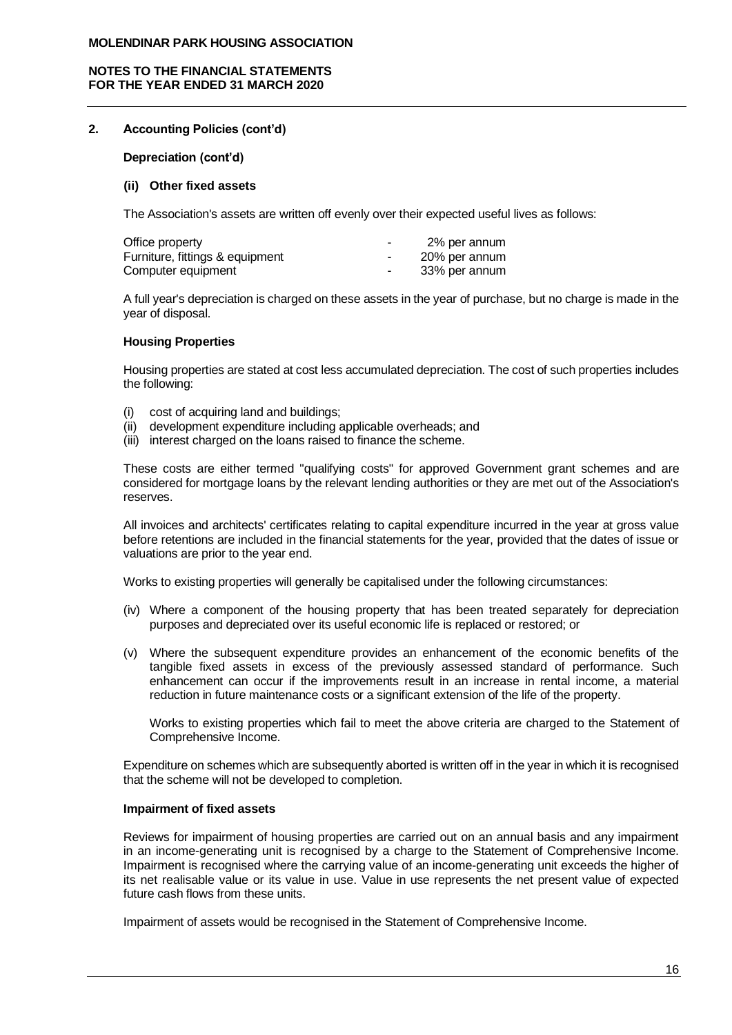## 2. Accounting Policies (cont'd)

**Depreciation (cont'd)**

**(ii) Other fixed assets**

The Association's assets are written off evenly over their expected useful lives as follows:

| | | |
|---|---|---|
| Office property | - | 2% per annum |
| Furniture, fittings & equipment | - | 20% per annum |
| Computer equipment | - | 33% per annum |

A full year's depreciation is charged on these assets in the year of purchase, but no charge is made in the year of disposal.

**Housing Properties**

Housing properties are stated at cost less accumulated depreciation. The cost of such properties includes the following:

(i) cost of acquiring land and buildings;
(ii) development expenditure including applicable overheads; and
(iii) interest charged on the loans raised to finance the scheme.

These costs are either termed "qualifying costs" for approved Government grant schemes and are considered for mortgage loans by the relevant lending authorities or they are met out of the Association's reserves.

All invoices and architects' certificates relating to capital expenditure incurred in the year at gross value before retentions are included in the financial statements for the year, provided that the dates of issue or valuations are prior to the year end.

Works to existing properties will generally be capitalised under the following circumstances:

(iv) Where a component of the housing property that has been treated separately for depreciation purposes and depreciated over its useful economic life is replaced or restored; or

(v) Where the subsequent expenditure provides an enhancement of the economic benefits of the tangible fixed assets in excess of the previously assessed standard of performance. Such enhancement can occur if the improvements result in an increase in rental income, a material reduction in future maintenance costs or a significant extension of the life of the property.

Works to existing properties which fail to meet the above criteria are charged to the Statement of Comprehensive Income.

Expenditure on schemes which are subsequently aborted is written off in the year in which it is recognised that the scheme will not be developed to completion.

**Impairment of fixed assets**

Reviews for impairment of housing properties are carried out on an annual basis and any impairment in an income-generating unit is recognised by a charge to the Statement of Comprehensive Income. Impairment is recognised where the carrying value of an income-generating unit exceeds the higher of its net realisable value or its value in use. Value in use represents the net present value of expected future cash flows from these units.

Impairment of assets would be recognised in the Statement of Comprehensive Income.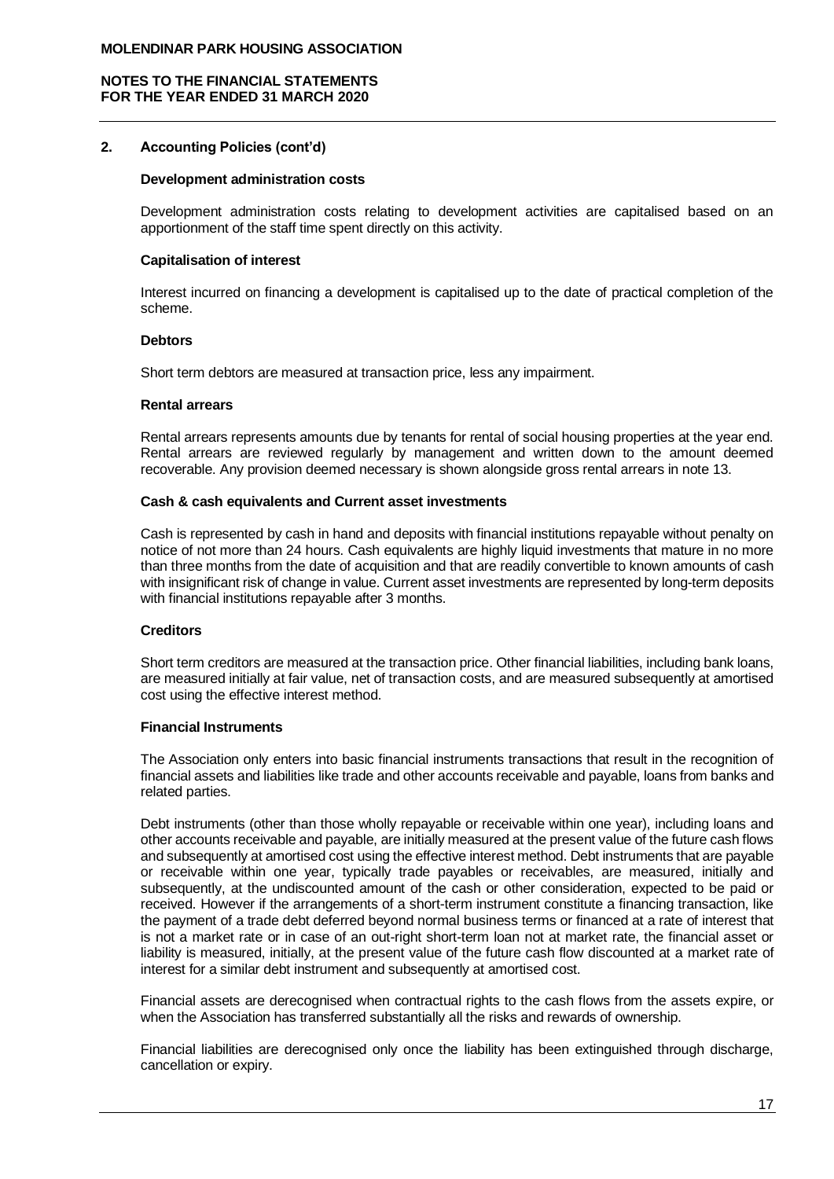## 2. Accounting Policies (cont'd)

**Development administration costs**

Development administration costs relating to development activities are capitalised based on an apportionment of the staff time spent directly on this activity.

**Capitalisation of interest**

Interest incurred on financing a development is capitalised up to the date of practical completion of the scheme.

**Debtors**

Short term debtors are measured at transaction price, less any impairment.

**Rental arrears**

Rental arrears represents amounts due by tenants for rental of social housing properties at the year end. Rental arrears are reviewed regularly by management and written down to the amount deemed recoverable. Any provision deemed necessary is shown alongside gross rental arrears in note 13.

**Cash & cash equivalents and Current asset investments**

Cash is represented by cash in hand and deposits with financial institutions repayable without penalty on notice of not more than 24 hours. Cash equivalents are highly liquid investments that mature in no more than three months from the date of acquisition and that are readily convertible to known amounts of cash with insignificant risk of change in value. Current asset investments are represented by long-term deposits with financial institutions repayable after 3 months.

**Creditors**

Short term creditors are measured at the transaction price. Other financial liabilities, including bank loans, are measured initially at fair value, net of transaction costs, and are measured subsequently at amortised cost using the effective interest method.

**Financial Instruments**

The Association only enters into basic financial instruments transactions that result in the recognition of financial assets and liabilities like trade and other accounts receivable and payable, loans from banks and related parties.

Debt instruments (other than those wholly repayable or receivable within one year), including loans and other accounts receivable and payable, are initially measured at the present value of the future cash flows and subsequently at amortised cost using the effective interest method. Debt instruments that are payable or receivable within one year, typically trade payables or receivables, are measured, initially and subsequently, at the undiscounted amount of the cash or other consideration, expected to be paid or received. However if the arrangements of a short-term instrument constitute a financing transaction, like the payment of a trade debt deferred beyond normal business terms or financed at a rate of interest that is not a market rate or in case of an out-right short-term loan not at market rate, the financial asset or liability is measured, initially, at the present value of the future cash flow discounted at a market rate of interest for a similar debt instrument and subsequently at amortised cost.

Financial assets are derecognised when contractual rights to the cash flows from the assets expire, or when the Association has transferred substantially all the risks and rewards of ownership.

Financial liabilities are derecognised only once the liability has been extinguished through discharge, cancellation or expiry.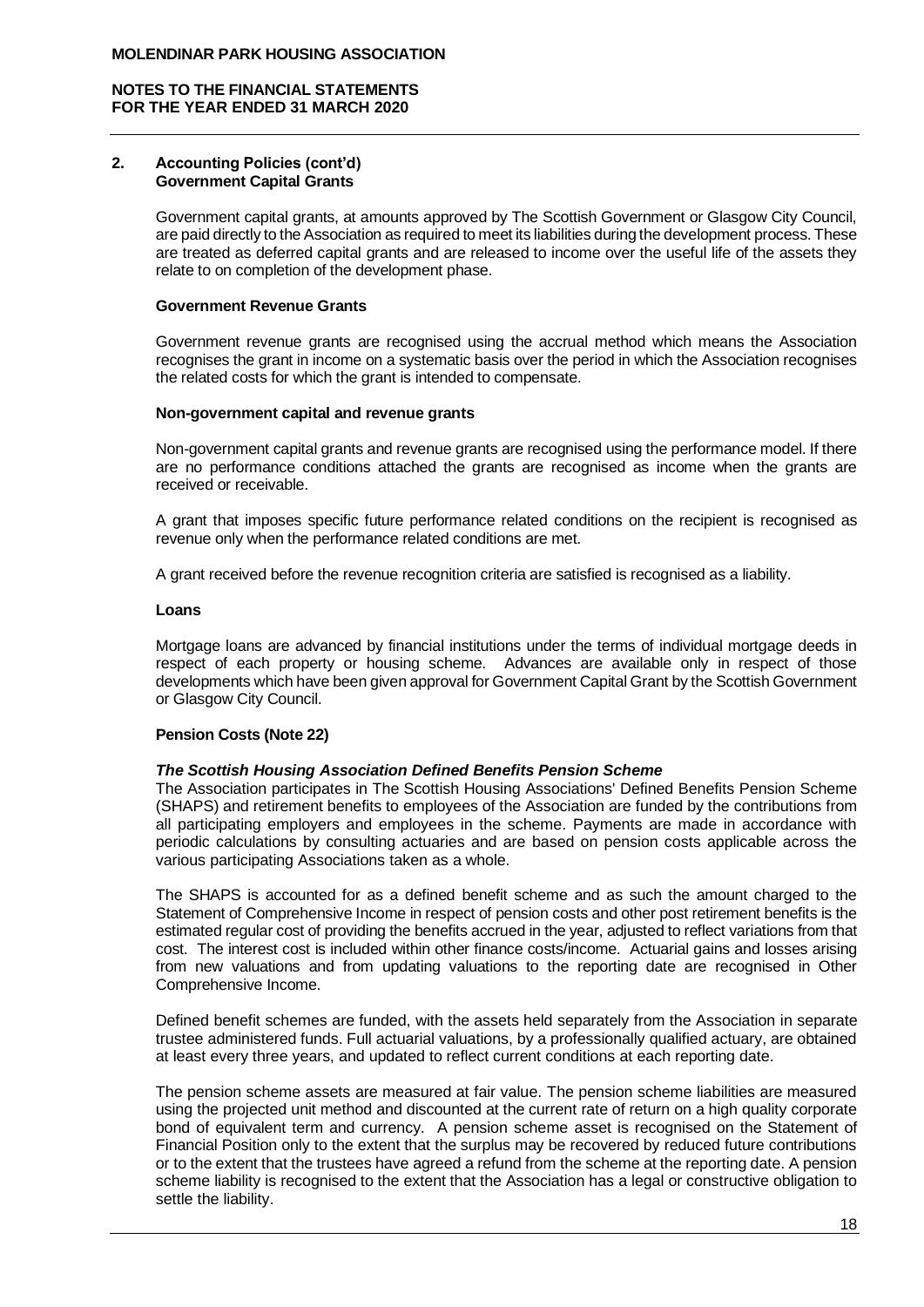## 2. Accounting Policies (cont'd)

### Government Capital Grants

Government capital grants, at amounts approved by The Scottish Government or Glasgow City Council, are paid directly to the Association as required to meet its liabilities during the development process. These are treated as deferred capital grants and are released to income over the useful life of the assets they relate to on completion of the development phase.

### Government Revenue Grants

Government revenue grants are recognised using the accrual method which means the Association recognises the grant in income on a systematic basis over the period in which the Association recognises the related costs for which the grant is intended to compensate.

### Non-government capital and revenue grants

Non-government capital grants and revenue grants are recognised using the performance model. If there are no performance conditions attached the grants are recognised as income when the grants are received or receivable.

A grant that imposes specific future performance related conditions on the recipient is recognised as revenue only when the performance related conditions are met.

A grant received before the revenue recognition criteria are satisfied is recognised as a liability.

### Loans

Mortgage loans are advanced by financial institutions under the terms of individual mortgage deeds in respect of each property or housing scheme. Advances are available only in respect of those developments which have been given approval for Government Capital Grant by the Scottish Government or Glasgow City Council.

### Pension Costs (Note 22)

***The Scottish Housing Association Defined Benefits Pension Scheme***

The Association participates in The Scottish Housing Associations' Defined Benefits Pension Scheme (SHAPS) and retirement benefits to employees of the Association are funded by the contributions from all participating employers and employees in the scheme. Payments are made in accordance with periodic calculations by consulting actuaries and are based on pension costs applicable across the various participating Associations taken as a whole.

The SHAPS is accounted for as a defined benefit scheme and as such the amount charged to the Statement of Comprehensive Income in respect of pension costs and other post retirement benefits is the estimated regular cost of providing the benefits accrued in the year, adjusted to reflect variations from that cost. The interest cost is included within other finance costs/income. Actuarial gains and losses arising from new valuations and from updating valuations to the reporting date are recognised in Other Comprehensive Income.

Defined benefit schemes are funded, with the assets held separately from the Association in separate trustee administered funds. Full actuarial valuations, by a professionally qualified actuary, are obtained at least every three years, and updated to reflect current conditions at each reporting date.

The pension scheme assets are measured at fair value. The pension scheme liabilities are measured using the projected unit method and discounted at the current rate of return on a high quality corporate bond of equivalent term and currency. A pension scheme asset is recognised on the Statement of Financial Position only to the extent that the surplus may be recovered by reduced future contributions or to the extent that the trustees have agreed a refund from the scheme at the reporting date. A pension scheme liability is recognised to the extent that the Association has a legal or constructive obligation to settle the liability.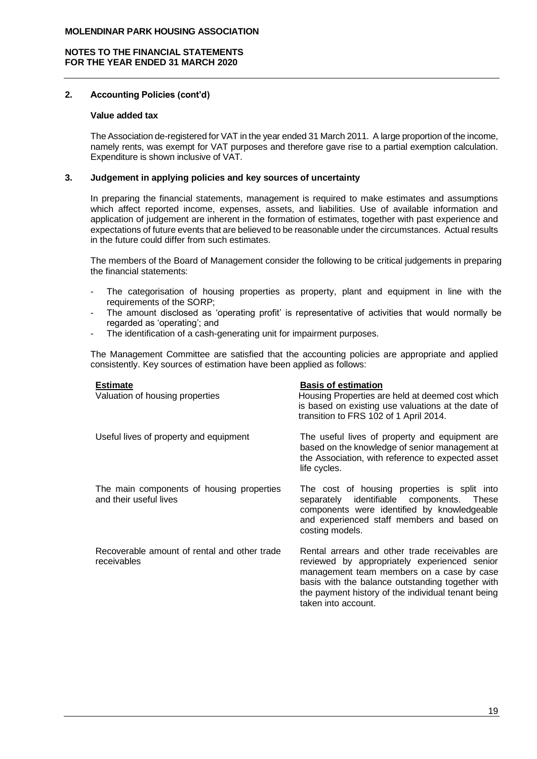## 2. Accounting Policies (cont'd)

### Value added tax

The Association de-registered for VAT in the year ended 31 March 2011. A large proportion of the income, namely rents, was exempt for VAT purposes and therefore gave rise to a partial exemption calculation. Expenditure is shown inclusive of VAT.

## 3. Judgement in applying policies and key sources of uncertainty

In preparing the financial statements, management is required to make estimates and assumptions which affect reported income, expenses, assets, and liabilities. Use of available information and application of judgement are inherent in the formation of estimates, together with past experience and expectations of future events that are believed to be reasonable under the circumstances. Actual results in the future could differ from such estimates.

The members of the Board of Management consider the following to be critical judgements in preparing the financial statements:

- The categorisation of housing properties as property, plant and equipment in line with the requirements of the SORP;
- The amount disclosed as 'operating profit' is representative of activities that would normally be regarded as 'operating'; and
- The identification of a cash-generating unit for impairment purposes.

The Management Committee are satisfied that the accounting policies are appropriate and applied consistently. Key sources of estimation have been applied as follows:

| Estimate | Basis of estimation |
|---|---|
| Valuation of housing properties | Housing Properties are held at deemed cost which is based on existing use valuations at the date of transition to FRS 102 of 1 April 2014. |
| Useful lives of property and equipment | The useful lives of property and equipment are based on the knowledge of senior management at the Association, with reference to expected asset life cycles. |
| The main components of housing properties and their useful lives | The cost of housing properties is split into separately identifiable components. These components were identified by knowledgeable and experienced staff members and based on costing models. |
| Recoverable amount of rental and other trade receivables | Rental arrears and other trade receivables are reviewed by appropriately experienced senior management team members on a case by case basis with the balance outstanding together with the payment history of the individual tenant being taken into account. |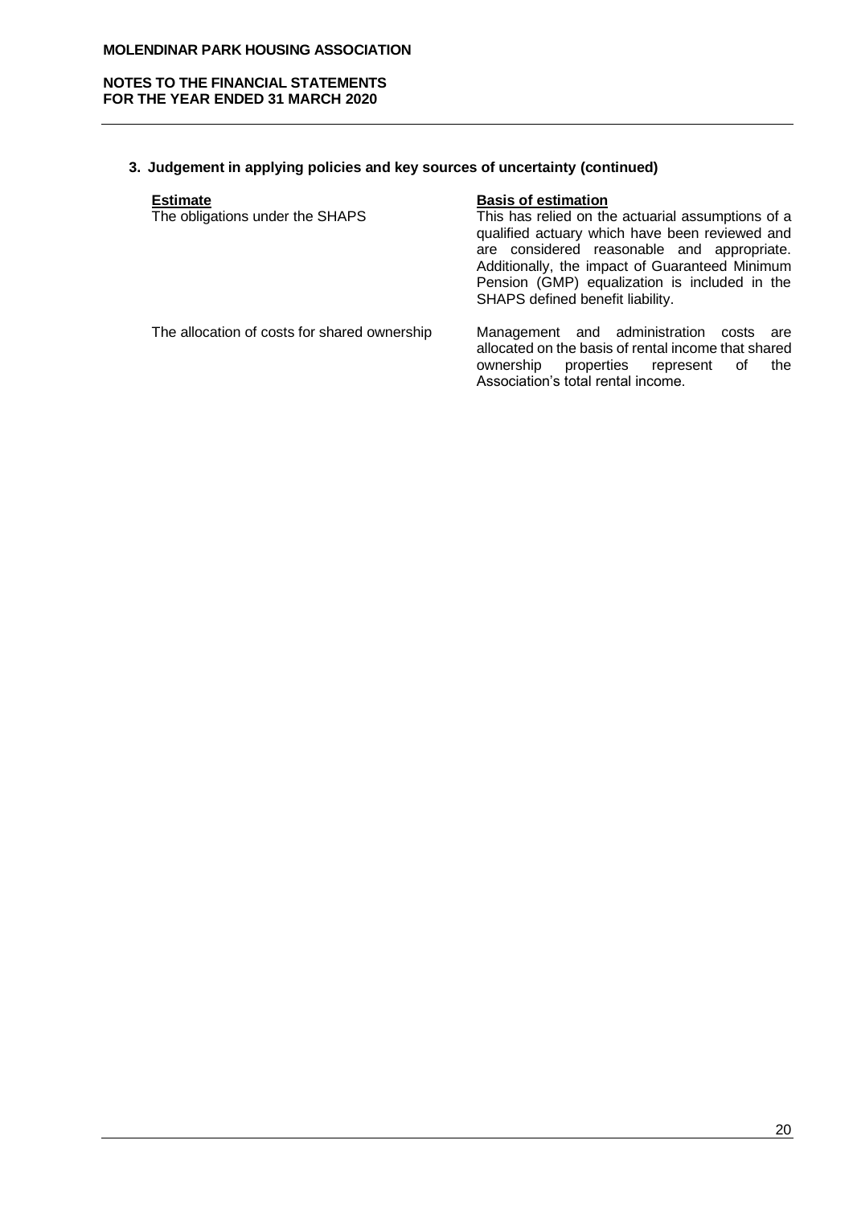## 3. Judgement in applying policies and key sources of uncertainty (continued)

| Estimate | Basis of estimation |
| --- | --- |
| The obligations under the SHAPS | This has relied on the actuarial assumptions of a qualified actuary which have been reviewed and are considered reasonable and appropriate. Additionally, the impact of Guaranteed Minimum Pension (GMP) equalization is included in the SHAPS defined benefit liability. |
| The allocation of costs for shared ownership | Management and administration costs are allocated on the basis of rental income that shared ownership properties represent of the Association's total rental income. |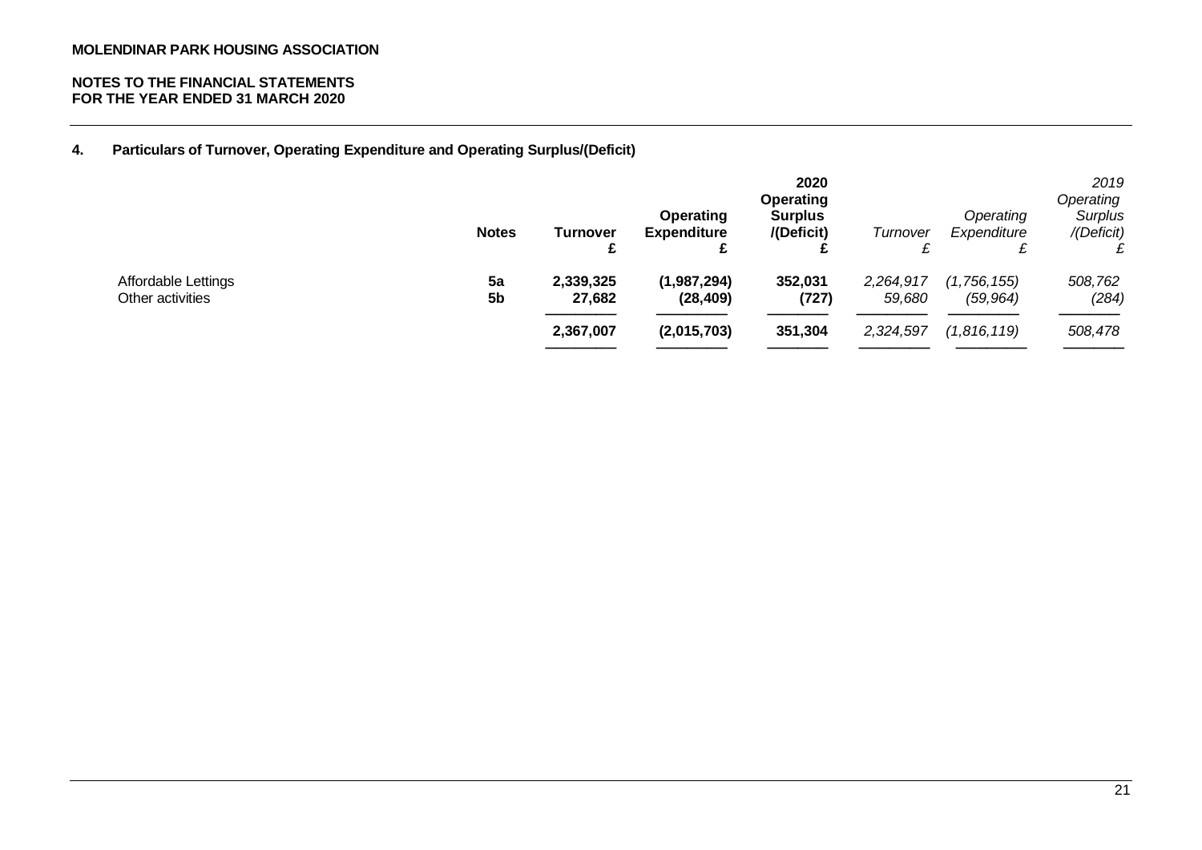**MOLENDINAR PARK HOUSING ASSOCIATION**

**NOTES TO THE FINANCIAL STATEMENTS**
**FOR THE YEAR ENDED 31 MARCH 2020**

### 4. Particulars of Turnover, Operating Expenditure and Operating Surplus/(Deficit)

| | Notes | Turnover £ | Operating Expenditure £ | 2020 Operating Surplus /(Deficit) £ | *Turnover £* | *Operating Expenditure £* | *2019 Operating Surplus /(Deficit) £* |
|---|---|---|---|---|---|---|---|
| Affordable Lettings | **5a** | **2,339,325** | **(1,987,294)** | **352,031** | *2,264,917* | *(1,756,155)* | *508,762* |
| Other activities | **5b** | **27,682** | **(28,409)** | **(727)** | *59,680* | *(59,964)* | *(284)* |
| | | **2,367,007** | **(2,015,703)** | **351,304** | *2,324,597* | *(1,816,119)* | *508,478* |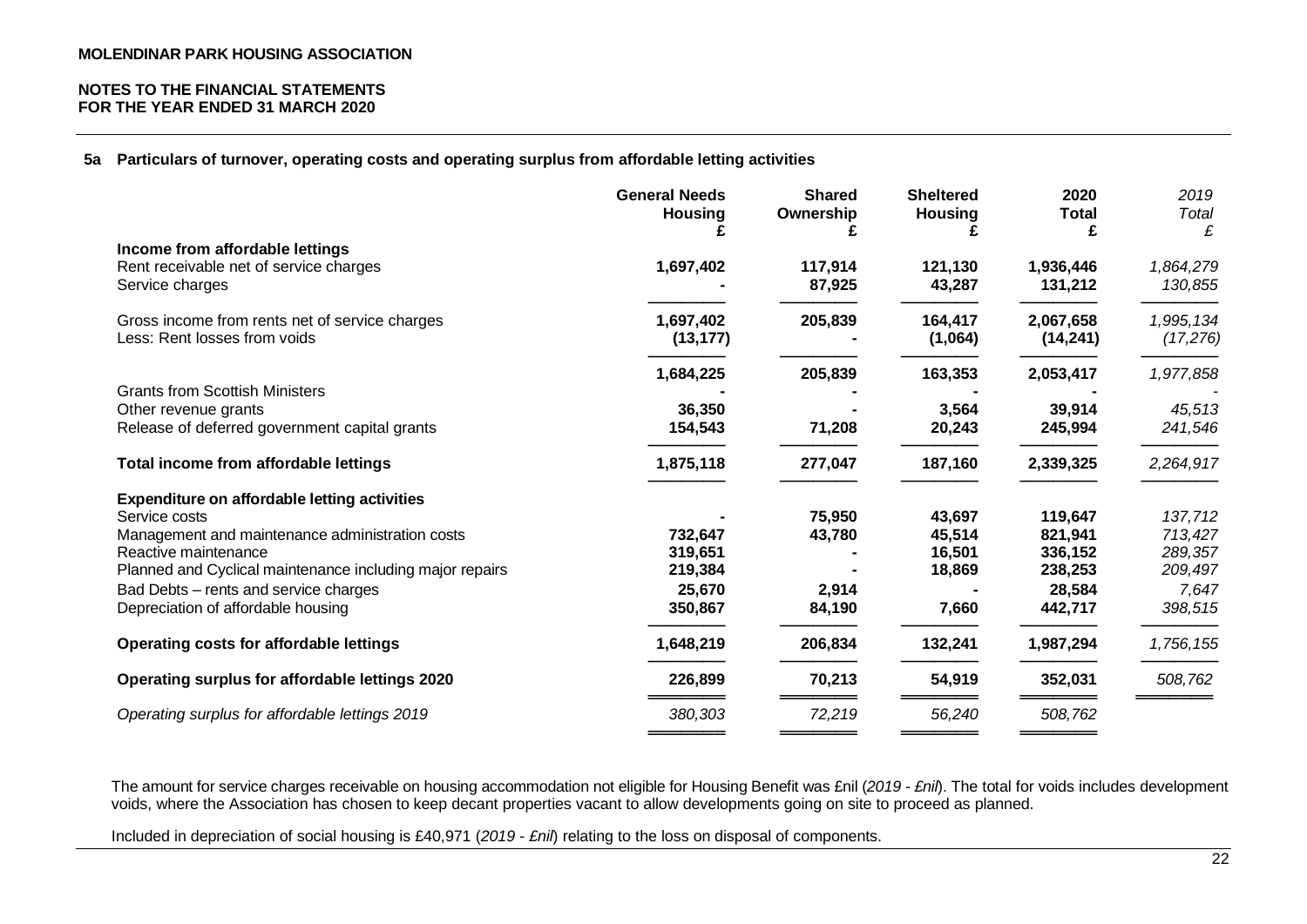**MOLENDINAR PARK HOUSING ASSOCIATION**

**NOTES TO THE FINANCIAL STATEMENTS**
**FOR THE YEAR ENDED 31 MARCH 2020**

### 5a Particulars of turnover, operating costs and operating surplus from affordable letting activities

| | General Needs Housing £ | Shared Ownership £ | Sheltered Housing £ | 2020 Total £ | *2019 Total £* |
|---|---|---|---|---|---|
| **Income from affordable lettings** | | | | | |
| Rent receivable net of service charges | **1,697,402** | **117,914** | **121,130** | **1,936,446** | *1,864,279* |
| Service charges | **-** | **87,925** | **43,287** | **131,212** | *130,855* |
| Gross income from rents net of service charges | **1,697,402** | **205,839** | **164,417** | **2,067,658** | *1,995,134* |
| Less: Rent losses from voids | **(13,177)** | **-** | **(1,064)** | **(14,241)** | *(17,276)* |
| | **1,684,225** | **205,839** | **163,353** | **2,053,417** | *1,977,858* |
| Grants from Scottish Ministers | **-** | **-** | **-** | **-** | *-* |
| Other revenue grants | **36,350** | **-** | **3,564** | **39,914** | *45,513* |
| Release of deferred government capital grants | **154,543** | **71,208** | **20,243** | **245,994** | *241,546* |
| **Total income from affordable lettings** | **1,875,118** | **277,047** | **187,160** | **2,339,325** | *2,264,917* |
| **Expenditure on affordable letting activities** | | | | | |
| Service costs | **-** | **75,950** | **43,697** | **119,647** | *137,712* |
| Management and maintenance administration costs | **732,647** | **43,780** | **45,514** | **821,941** | *713,427* |
| Reactive maintenance | **319,651** | **-** | **16,501** | **336,152** | *289,357* |
| Planned and Cyclical maintenance including major repairs | **219,384** | **-** | **18,869** | **238,253** | *209,497* |
| Bad Debts – rents and service charges | **25,670** | **2,914** | **-** | **28,584** | *7,647* |
| Depreciation of affordable housing | **350,867** | **84,190** | **7,660** | **442,717** | *398,515* |
| **Operating costs for affordable lettings** | **1,648,219** | **206,834** | **132,241** | **1,987,294** | *1,756,155* |
| **Operating surplus for affordable lettings 2020** | **226,899** | **70,213** | **54,919** | **352,031** | *508,762* |
| *Operating surplus for affordable lettings 2019* | *380,303* | *72,219* | *56,240* | *508,762* | |

The amount for service charges receivable on housing accommodation not eligible for Housing Benefit was £nil (*2019 - £nil*). The total for voids includes development voids, where the Association has chosen to keep decant properties vacant to allow developments going on site to proceed as planned.

Included in depreciation of social housing is £40,971 (*2019 - £nil*) relating to the loss on disposal of components.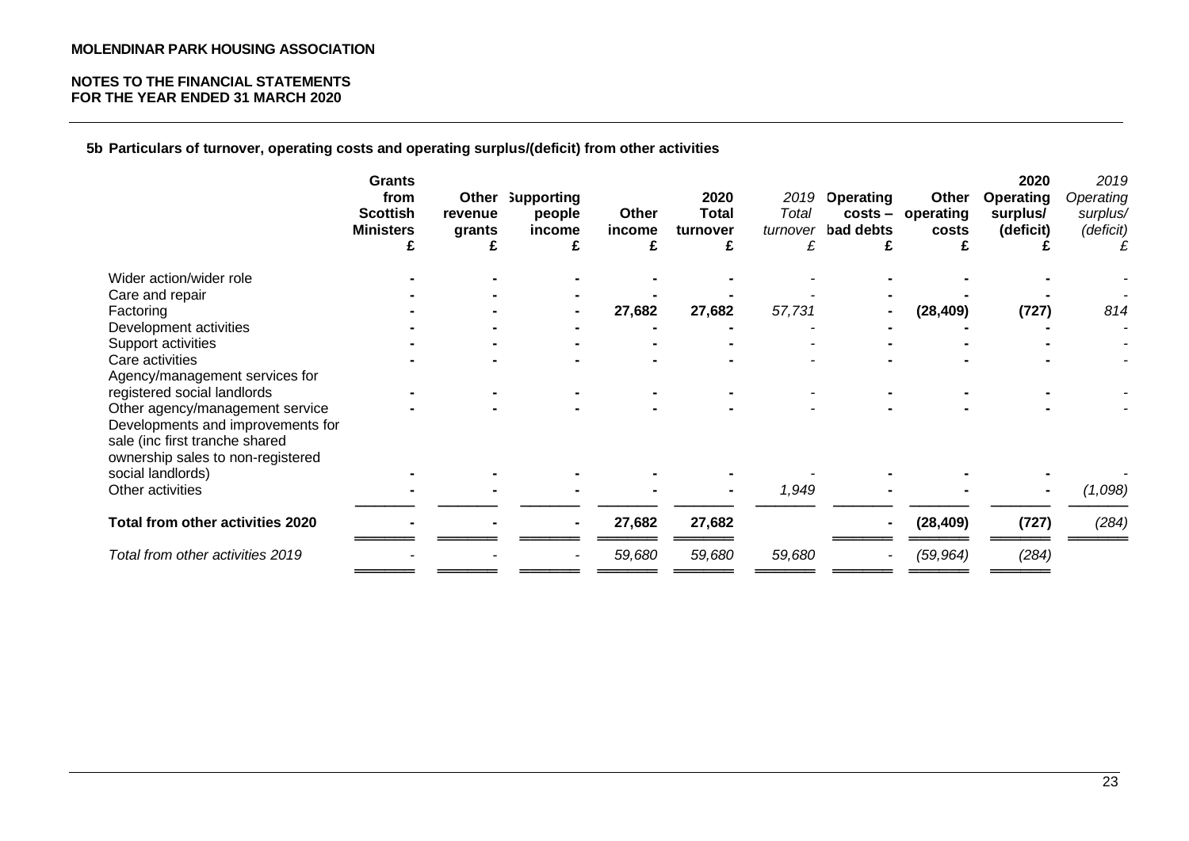**MOLENDINAR PARK HOUSING ASSOCIATION**

**NOTES TO THE FINANCIAL STATEMENTS**
**FOR THE YEAR ENDED 31 MARCH 2020**

### 5b Particulars of turnover, operating costs and operating surplus/(deficit) from other activities

| | Grants from Scottish Ministers £ | Other revenue grants £ | Supporting people income £ | Other income £ | 2020 Total turnover £ | *2019 Total turnover £* | Operating costs – bad debts £ | Other operating costs £ | 2020 Operating surplus/ (deficit) £ | *2019 Operating surplus/ (deficit) £* |
|---|---|---|---|---|---|---|---|---|---|---|
| Wider action/wider role | - | - | - | - | - | - | - | - | - | - |
| Care and repair | - | - | - | - | - | - | - | - | - | - |
| Factoring | - | - | - | 27,682 | 27,682 | *57,731* | - | (28,409) | (727) | *814* |
| Development activities | - | - | - | - | - | - | - | - | - | - |
| Support activities | - | - | - | - | - | - | - | - | - | - |
| Care activities | - | - | - | - | - | - | - | - | - | - |
| Agency/management services for registered social landlords | - | - | - | - | - | - | - | - | - | - |
| Other agency/management service | - | - | - | - | - | - | - | - | - | - |
| Developments and improvements for sale (inc first tranche shared ownership sales to non-registered social landlords) | - | - | - | - | - | - | - | - | - | - |
| Other activities | - | - | - | - | - | *1,949* | - | - | - | *(1,098)* |
| **Total from other activities 2020** | - | - | - | **27,682** | **27,682** | | - | **(28,409)** | **(727)** | *(284)* |
| *Total from other activities 2019* | - | - | - | *59,680* | *59,680* | *59,680* | - | *(59,964)* | *(284)* | |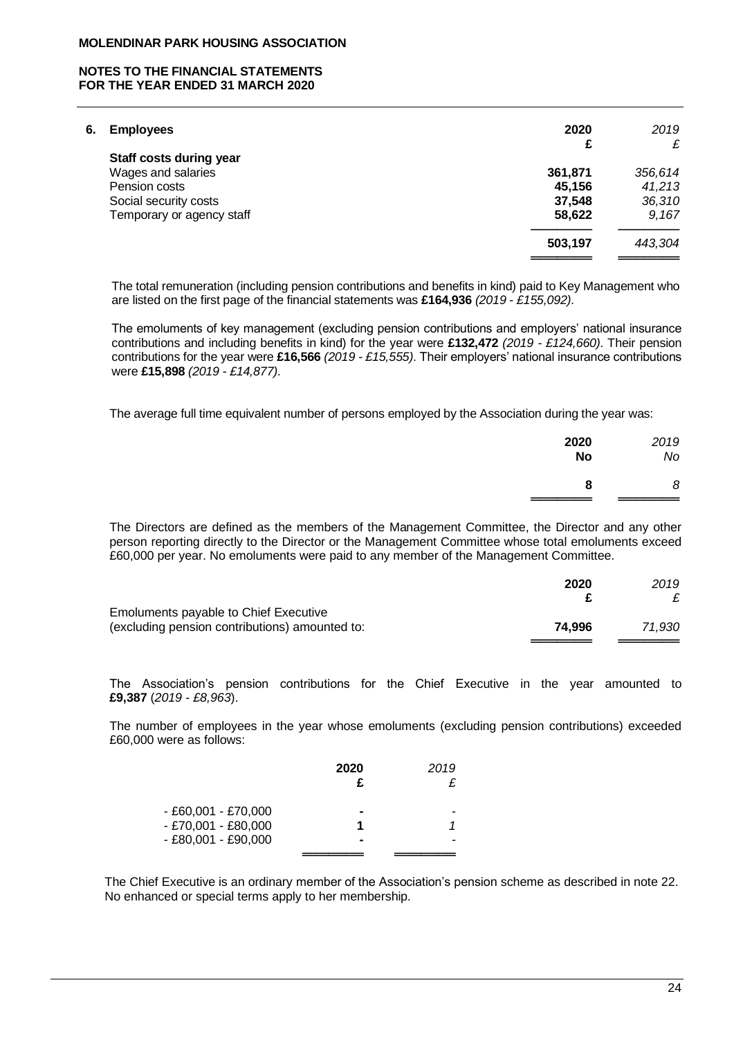## 6. Employees

| | 2020 | *2019* |
|---|---|---|
| | £ | *£* |
| **Staff costs during year** | | |
| Wages and salaries | 361,871 | *356,614* |
| Pension costs | 45,156 | *41,213* |
| Social security costs | 37,548 | *36,310* |
| Temporary or agency staff | 58,622 | *9,167* |
| | **503,197** | *443,304* |

The total remuneration (including pension contributions and benefits in kind) paid to Key Management who are listed on the first page of the financial statements was **£164,936** *(2019 - £155,092)*.

The emoluments of key management (excluding pension contributions and employers' national insurance contributions and including benefits in kind) for the year were **£132,472** *(2019 - £124,660)*. Their pension contributions for the year were **£16,566** *(2019 - £15,555)*. Their employers' national insurance contributions were **£15,898** *(2019 - £14,877)*.

The average full time equivalent number of persons employed by the Association during the year was:

| | 2020 | *2019* |
|---|---|---|
| | No | *No* |
| | 8 | *8* |

The Directors are defined as the members of the Management Committee, the Director and any other person reporting directly to the Director or the Management Committee whose total emoluments exceed £60,000 per year. No emoluments were paid to any member of the Management Committee.

| | 2020 | *2019* |
|---|---|---|
| | £ | *£* |
| Emoluments payable to Chief Executive (excluding pension contributions) amounted to: | **74,996** | *71,930* |

The Association's pension contributions for the Chief Executive in the year amounted to **£9,387** (*2019 - £8,963*).

The number of employees in the year whose emoluments (excluding pension contributions) exceeded £60,000 were as follows:

| | 2020 | *2019* |
|---|---|---|
| | £ | *£* |
| - £60,001 - £70,000 | - | - |
| - £70,001 - £80,000 | 1 | *1* |
| - £80,001 - £90,000 | - | - |

The Chief Executive is an ordinary member of the Association's pension scheme as described in note 22. No enhanced or special terms apply to her membership.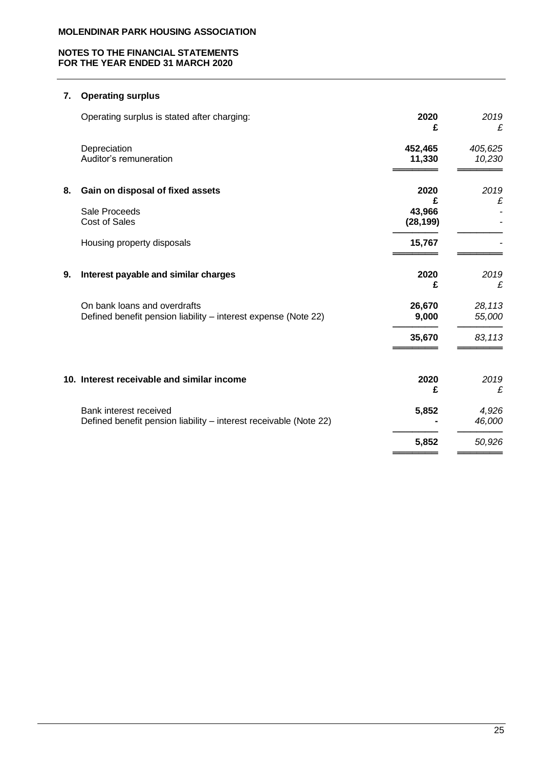## 7. Operating surplus

| Operating surplus is stated after charging: | 2020 £ | 2019 £ |
|---|---|---|
| Depreciation | 452,465 | 405,625 |
| Auditor's remuneration | 11,330 | 10,230 |

## 8. Gain on disposal of fixed assets

| | 2020 £ | 2019 £ |
|---|---|---|
| Sale Proceeds | 43,966 | - |
| Cost of Sales | (28,199) | - |
| Housing property disposals | 15,767 | - |

## 9. Interest payable and similar charges

| | 2020 £ | 2019 £ |
|---|---|---|
| On bank loans and overdrafts | 26,670 | 28,113 |
| Defined benefit pension liability – interest expense (Note 22) | 9,000 | 55,000 |
| | 35,670 | 83,113 |

## 10. Interest receivable and similar income

| | 2020 £ | 2019 £ |
|---|---|---|
| Bank interest received | 5,852 | 4,926 |
| Defined benefit pension liability – interest receivable (Note 22) | - | 46,000 |
| | 5,852 | 50,926 |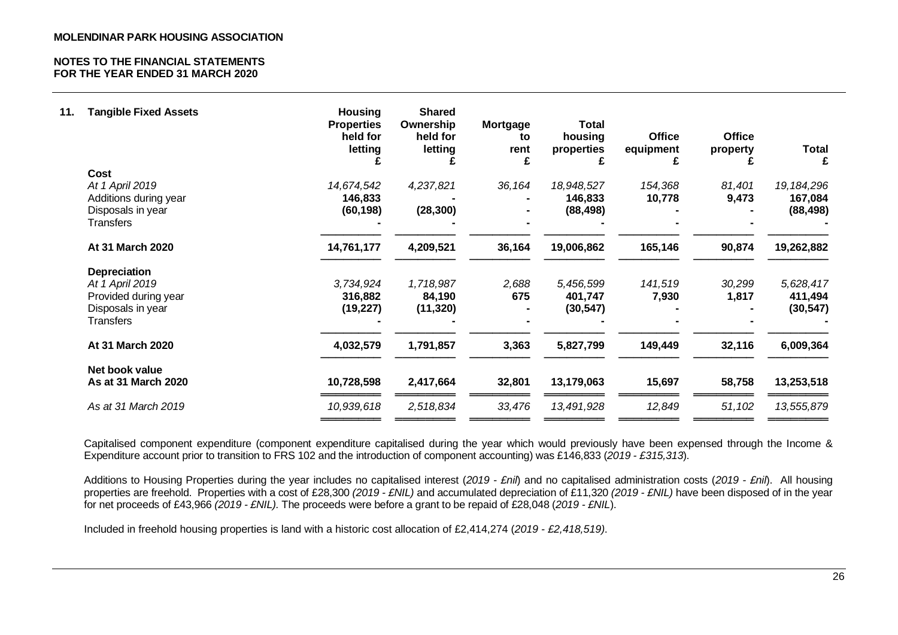**MOLENDINAR PARK HOUSING ASSOCIATION**

**NOTES TO THE FINANCIAL STATEMENTS**
**FOR THE YEAR ENDED 31 MARCH 2020**

## 11. Tangible Fixed Assets

| | Housing Properties held for letting £ | Shared Ownership held for letting £ | Mortgage to rent £ | Total housing properties £ | Office equipment £ | Office property £ | Total £ |
|---|---|---|---|---|---|---|---|
| **Cost** | | | | | | | |
| *At 1 April 2019* | *14,674,542* | *4,237,821* | *36,164* | *18,948,527* | *154,368* | *81,401* | *19,184,296* |
| Additions during year | **146,833** | **-** | **-** | **146,833** | **10,778** | **9,473** | **167,084** |
| Disposals in year | **(60,198)** | **(28,300)** | **-** | **(88,498)** | **-** | **-** | **(88,498)** |
| Transfers | **-** | **-** | **-** | **-** | **-** | **-** | **-** |
| **At 31 March 2020** | **14,761,177** | **4,209,521** | **36,164** | **19,006,862** | **165,146** | **90,874** | **19,262,882** |
| **Depreciation** | | | | | | | |
| *At 1 April 2019* | *3,734,924* | *1,718,987* | *2,688* | *5,456,599* | *141,519* | *30,299* | *5,628,417* |
| Provided during year | **316,882** | **84,190** | **675** | **401,747** | **7,930** | **1,817** | **411,494** |
| Disposals in year | **(19,227)** | **(11,320)** | **-** | **(30,547)** | **-** | **-** | **(30,547)** |
| Transfers | **-** | **-** | **-** | **-** | **-** | **-** | **-** |
| **At 31 March 2020** | **4,032,579** | **1,791,857** | **3,363** | **5,827,799** | **149,449** | **32,116** | **6,009,364** |
| **Net book value** | | | | | | | |
| **As at 31 March 2020** | **10,728,598** | **2,417,664** | **32,801** | **13,179,063** | **15,697** | **58,758** | **13,253,518** |
| *As at 31 March 2019* | *10,939,618* | *2,518,834* | *33,476* | *13,491,928* | *12,849* | *51,102* | *13,555,879* |

Capitalised component expenditure (component expenditure capitalised during the year which would previously have been expensed through the Income & Expenditure account prior to transition to FRS 102 and the introduction of component accounting) was £146,833 (*2019 - £315,313*).

Additions to Housing Properties during the year includes no capitalised interest (*2019 - £nil*) and no capitalised administration costs (*2019 - £nil*). All housing properties are freehold. Properties with a cost of £28,300 *(2019 - £NIL)* and accumulated depreciation of £11,320 *(2019 - £NIL)* have been disposed of in the year for net proceeds of £43,966 *(2019 - £NIL)*. The proceeds were before a grant to be repaid of £28,048 (*2019 - £NIL*).

Included in freehold housing properties is land with a historic cost allocation of £2,414,274 (*2019 - £2,418,519)*.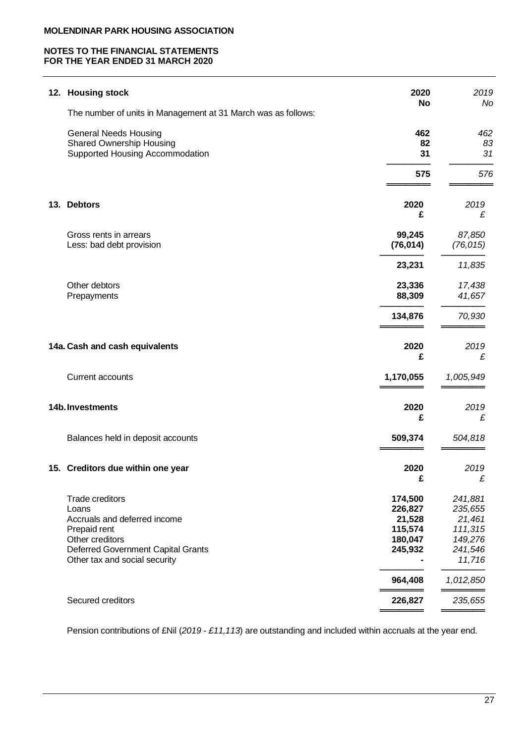**MOLENDINAR PARK HOUSING ASSOCIATION**

**NOTES TO THE FINANCIAL STATEMENTS**
**FOR THE YEAR ENDED 31 MARCH 2020**

## 12. Housing stock

The number of units in Management at 31 March was as follows:

| | 2020 No | 2019 No |
|---|---|---|
| General Needs Housing | 462 | 462 |
| Shared Ownership Housing | 82 | 83 |
| Supported Housing Accommodation | 31 | 31 |
| | 575 | 576 |

## 13. Debtors

| | 2020 £ | 2019 £ |
|---|---|---|
| Gross rents in arrears | 99,245 | 87,850 |
| Less: bad debt provision | (76,014) | (76,015) |
| | 23,231 | 11,835 |
| Other debtors | 23,336 | 17,438 |
| Prepayments | 88,309 | 41,657 |
| | 134,876 | 70,930 |

## 14a. Cash and cash equivalents

| | 2020 £ | 2019 £ |
|---|---|---|
| Current accounts | 1,170,055 | 1,005,949 |

## 14b. Investments

| | 2020 £ | 2019 £ |
|---|---|---|
| Balances held in deposit accounts | 509,374 | 504,818 |

## 15. Creditors due within one year

| | 2020 £ | 2019 £ |
|---|---|---|
| Trade creditors | 174,500 | 241,881 |
| Loans | 226,827 | 235,655 |
| Accruals and deferred income | 21,528 | 21,461 |
| Prepaid rent | 115,574 | 111,315 |
| Other creditors | 180,047 | 149,276 |
| Deferred Government Capital Grants | 245,932 | 241,546 |
| Other tax and social security | - | 11,716 |
| | 964,408 | 1,012,850 |
| Secured creditors | 226,827 | 235,655 |

Pension contributions of £Nil (*2019 - £11,113*) are outstanding and included within accruals at the year end.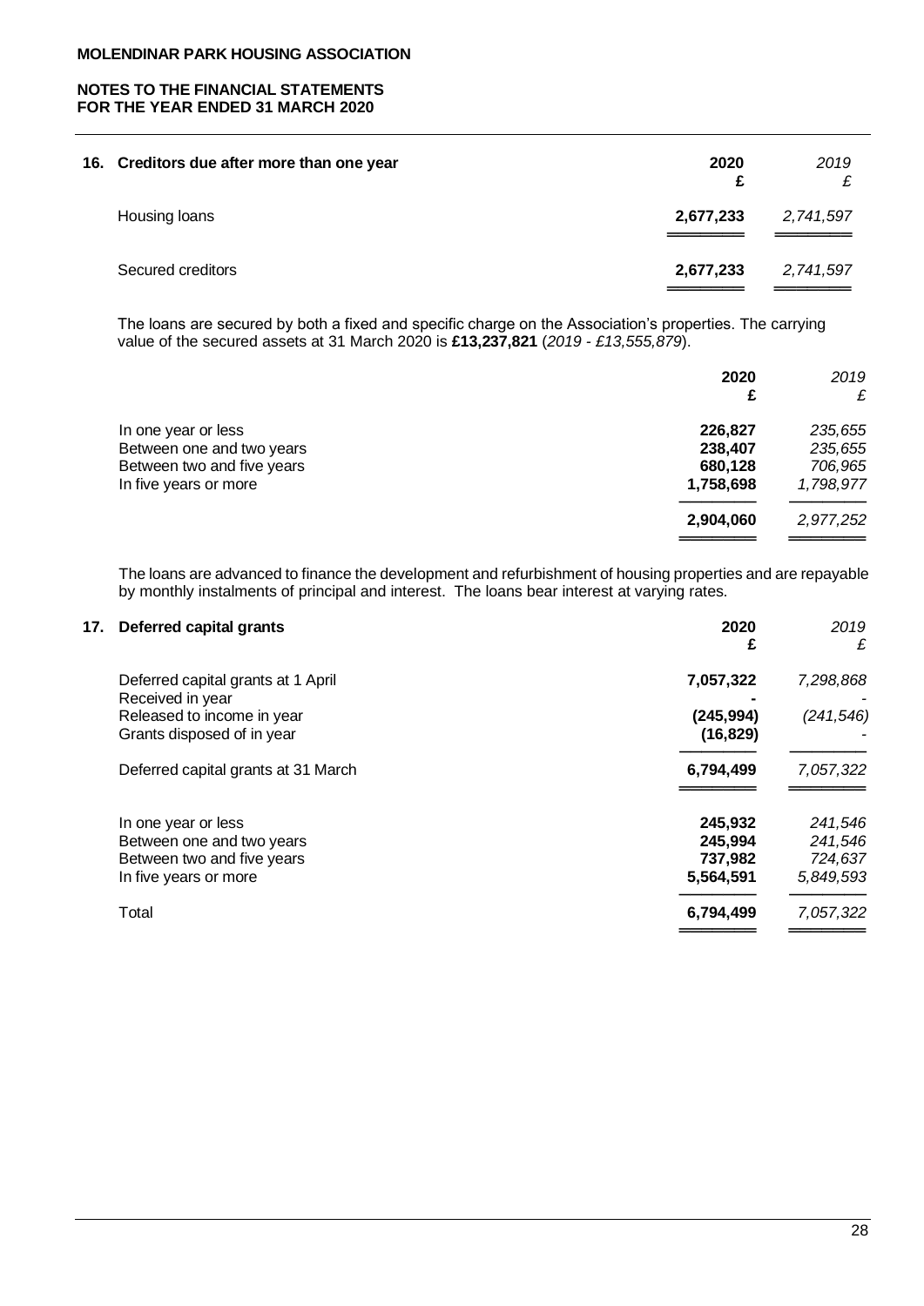**MOLENDINAR PARK HOUSING ASSOCIATION**

**NOTES TO THE FINANCIAL STATEMENTS**
**FOR THE YEAR ENDED 31 MARCH 2020**

## 16. Creditors due after more than one year

| | 2020<br>£ | 2019<br>£ |
|---|---|---|
| Housing loans | **2,677,233** | *2,741,597* |
| Secured creditors | **2,677,233** | *2,741,597* |

The loans are secured by both a fixed and specific charge on the Association's properties. The carrying value of the secured assets at 31 March 2020 is **£13,237,821** (*2019 - £13,555,879*).

| | 2020<br>£ | 2019<br>£ |
|---|---|---|
| In one year or less | **226,827** | *235,655* |
| Between one and two years | **238,407** | *235,655* |
| Between two and five years | **680,128** | *706,965* |
| In five years or more | **1,758,698** | *1,798,977* |
| | **2,904,060** | *2,977,252* |

The loans are advanced to finance the development and refurbishment of housing properties and are repayable by monthly instalments of principal and interest. The loans bear interest at varying rates.

## 17. Deferred capital grants

| | 2020<br>£ | 2019<br>£ |
|---|---|---|
| Deferred capital grants at 1 April | **7,057,322** | *7,298,868* |
| Received in year | **-** | *-* |
| Released to income in year | **(245,994)** | *(241,546)* |
| Grants disposed of in year | **(16,829)** | *-* |
| Deferred capital grants at 31 March | **6,794,499** | *7,057,322* |
| | | |
| In one year or less | **245,932** | *241,546* |
| Between one and two years | **245,994** | *241,546* |
| Between two and five years | **737,982** | *724,637* |
| In five years or more | **5,564,591** | *5,849,593* |
| Total | **6,794,499** | *7,057,322* |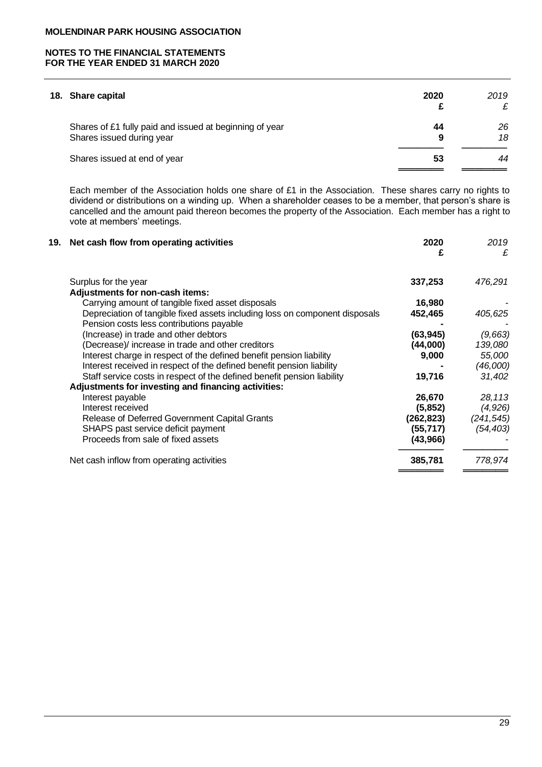## 18. Share capital

| | 2020<br>£ | *2019<br>£* |
|---|---|---|
| Shares of £1 fully paid and issued at beginning of year | **44** | *26* |
| Shares issued during year | **9** | *18* |
| Shares issued at end of year | **53** | *44* |

Each member of the Association holds one share of £1 in the Association. These shares carry no rights to dividend or distributions on a winding up. When a shareholder ceases to be a member, that person's share is cancelled and the amount paid thereon becomes the property of the Association. Each member has a right to vote at members' meetings.

## 19. Net cash flow from operating activities

| | 2020<br>£ | *2019<br>£* |
|---|---|---|
| Surplus for the year | **337,253** | *476,291* |
| **Adjustments for non-cash items:** | | |
| Carrying amount of tangible fixed asset disposals | **16,980** | *-* |
| Depreciation of tangible fixed assets including loss on component disposals | **452,465** | *405,625* |
| Pension costs less contributions payable | **-** | *-* |
| (Increase) in trade and other debtors | **(63,945)** | *(9,663)* |
| (Decrease)/ increase in trade and other creditors | **(44,000)** | *139,080* |
| Interest charge in respect of the defined benefit pension liability | **9,000** | *55,000* |
| Interest received in respect of the defined benefit pension liability | **-** | *(46,000)* |
| Staff service costs in respect of the defined benefit pension liability | **19,716** | *31,402* |
| **Adjustments for investing and financing activities:** | | |
| Interest payable | **26,670** | *28,113* |
| Interest received | **(5,852)** | *(4,926)* |
| Release of Deferred Government Capital Grants | **(262,823)** | *(241,545)* |
| SHAPS past service deficit payment | **(55,717)** | *(54,403)* |
| Proceeds from sale of fixed assets | **(43,966)** | *-* |
| Net cash inflow from operating activities | **385,781** | *778,974* |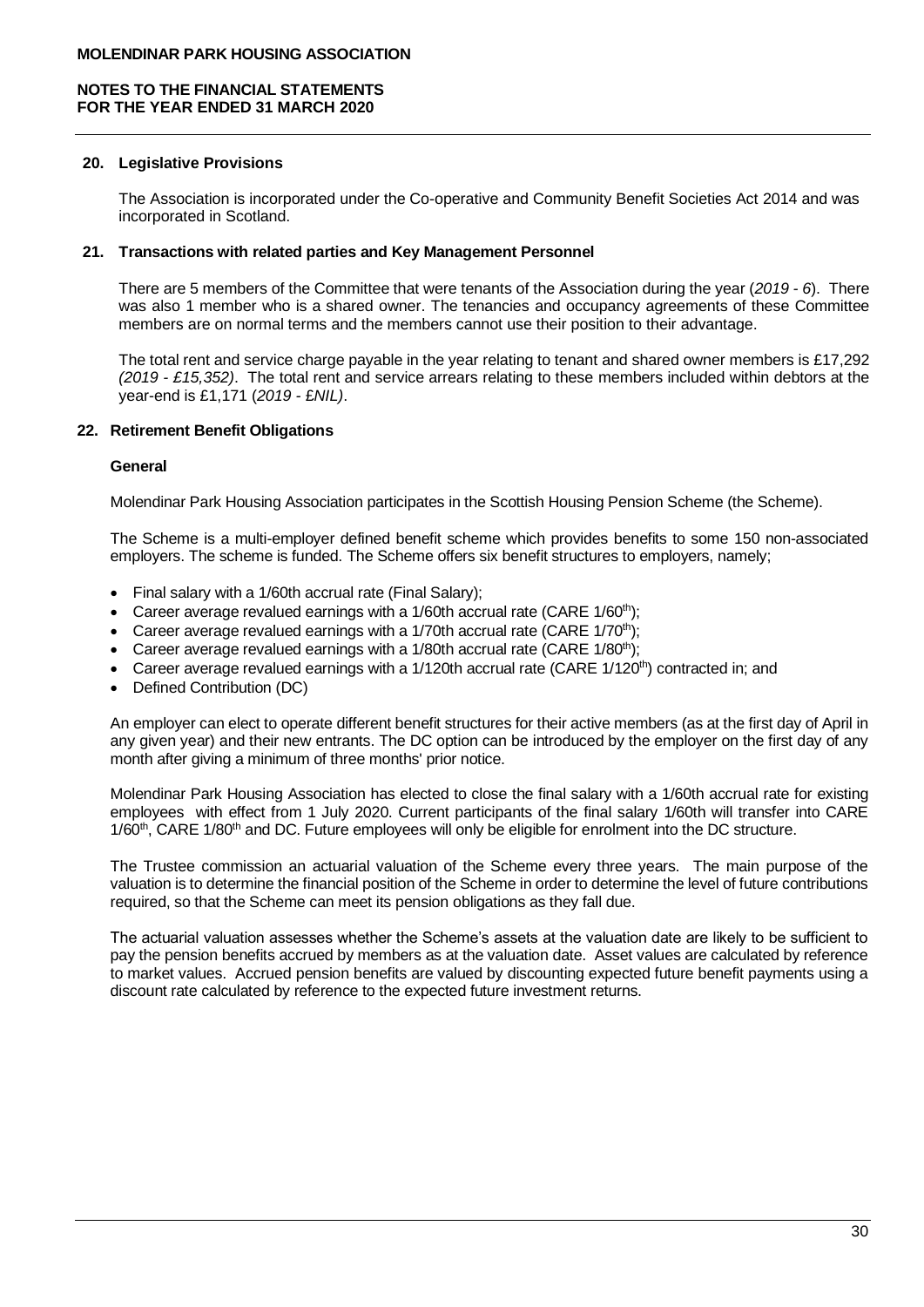## 20. Legislative Provisions

The Association is incorporated under the Co-operative and Community Benefit Societies Act 2014 and was incorporated in Scotland.

## 21. Transactions with related parties and Key Management Personnel

There are 5 members of the Committee that were tenants of the Association during the year (*2019 - 6*). There was also 1 member who is a shared owner. The tenancies and occupancy agreements of these Committee members are on normal terms and the members cannot use their position to their advantage.

The total rent and service charge payable in the year relating to tenant and shared owner members is £17,292 *(2019 - £15,352)*. The total rent and service arrears relating to these members included within debtors at the year-end is £1,171 (*2019 - £NIL)*.

## 22. Retirement Benefit Obligations

### General

Molendinar Park Housing Association participates in the Scottish Housing Pension Scheme (the Scheme).

The Scheme is a multi-employer defined benefit scheme which provides benefits to some 150 non-associated employers. The scheme is funded. The Scheme offers six benefit structures to employers, namely;

- Final salary with a 1/60th accrual rate (Final Salary);
- Career average revalued earnings with a 1/60th accrual rate (CARE 1/60th);
- Career average revalued earnings with a 1/70th accrual rate (CARE 1/70th);
- Career average revalued earnings with a 1/80th accrual rate (CARE 1/80th);
- Career average revalued earnings with a 1/120th accrual rate (CARE 1/120th) contracted in; and
- Defined Contribution (DC)

An employer can elect to operate different benefit structures for their active members (as at the first day of April in any given year) and their new entrants. The DC option can be introduced by the employer on the first day of any month after giving a minimum of three months' prior notice.

Molendinar Park Housing Association has elected to close the final salary with a 1/60th accrual rate for existing employees with effect from 1 July 2020. Current participants of the final salary 1/60th will transfer into CARE 1/60th, CARE 1/80th and DC. Future employees will only be eligible for enrolment into the DC structure.

The Trustee commission an actuarial valuation of the Scheme every three years. The main purpose of the valuation is to determine the financial position of the Scheme in order to determine the level of future contributions required, so that the Scheme can meet its pension obligations as they fall due.

The actuarial valuation assesses whether the Scheme's assets at the valuation date are likely to be sufficient to pay the pension benefits accrued by members as at the valuation date. Asset values are calculated by reference to market values. Accrued pension benefits are valued by discounting expected future benefit payments using a discount rate calculated by reference to the expected future investment returns.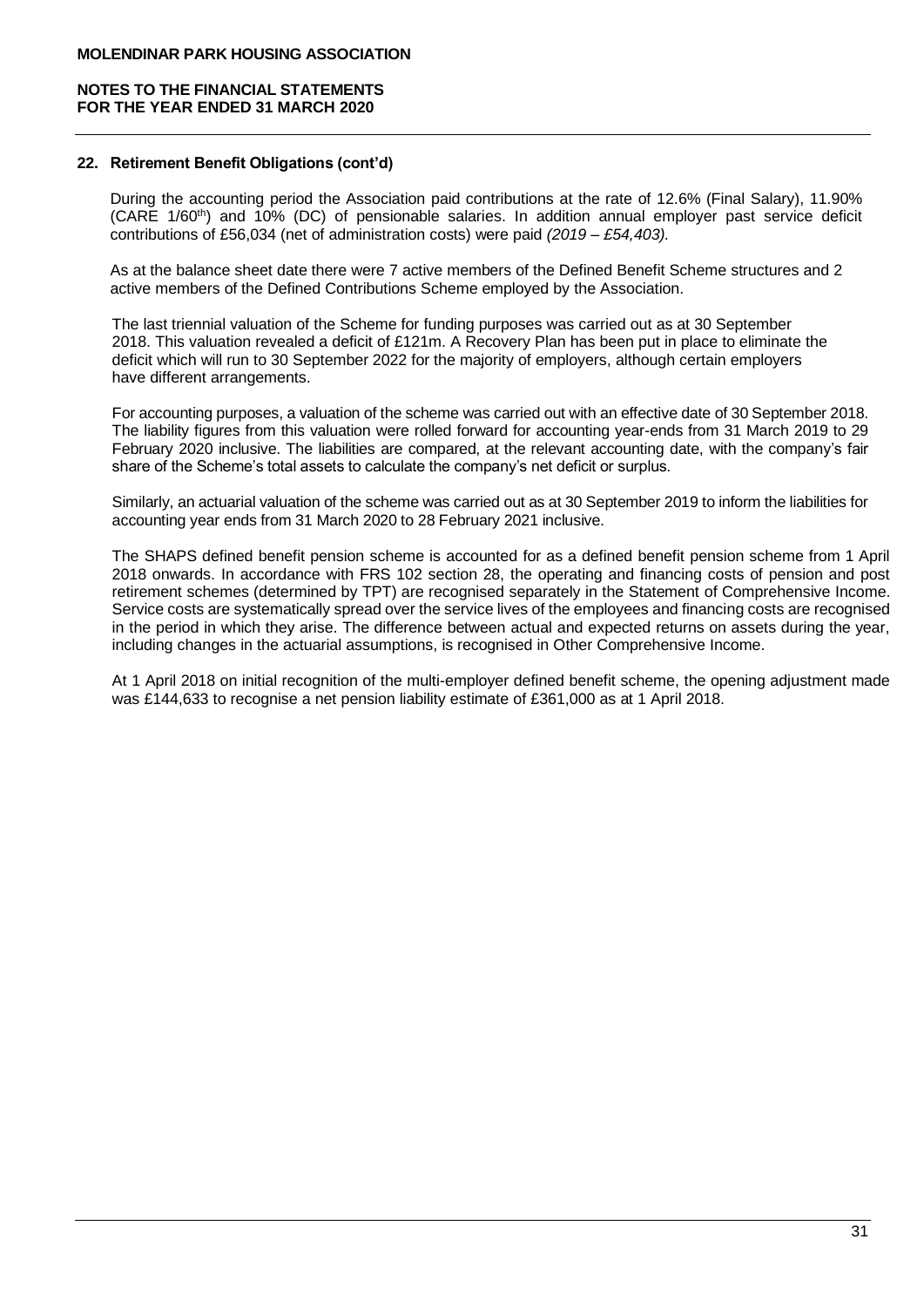## 22. Retirement Benefit Obligations (cont'd)

During the accounting period the Association paid contributions at the rate of 12.6% (Final Salary), 11.90% (CARE 1/60th) and 10% (DC) of pensionable salaries. In addition annual employer past service deficit contributions of £56,034 (net of administration costs) were paid *(2019 – £54,403).*

As at the balance sheet date there were 7 active members of the Defined Benefit Scheme structures and 2 active members of the Defined Contributions Scheme employed by the Association.

The last triennial valuation of the Scheme for funding purposes was carried out as at 30 September 2018. This valuation revealed a deficit of £121m. A Recovery Plan has been put in place to eliminate the deficit which will run to 30 September 2022 for the majority of employers, although certain employers have different arrangements.

For accounting purposes, a valuation of the scheme was carried out with an effective date of 30 September 2018. The liability figures from this valuation were rolled forward for accounting year-ends from 31 March 2019 to 29 February 2020 inclusive. The liabilities are compared, at the relevant accounting date, with the company's fair share of the Scheme's total assets to calculate the company's net deficit or surplus.

Similarly, an actuarial valuation of the scheme was carried out as at 30 September 2019 to inform the liabilities for accounting year ends from 31 March 2020 to 28 February 2021 inclusive.

The SHAPS defined benefit pension scheme is accounted for as a defined benefit pension scheme from 1 April 2018 onwards. In accordance with FRS 102 section 28, the operating and financing costs of pension and post retirement schemes (determined by TPT) are recognised separately in the Statement of Comprehensive Income. Service costs are systematically spread over the service lives of the employees and financing costs are recognised in the period in which they arise. The difference between actual and expected returns on assets during the year, including changes in the actuarial assumptions, is recognised in Other Comprehensive Income.

At 1 April 2018 on initial recognition of the multi-employer defined benefit scheme, the opening adjustment made was £144,633 to recognise a net pension liability estimate of £361,000 as at 1 April 2018.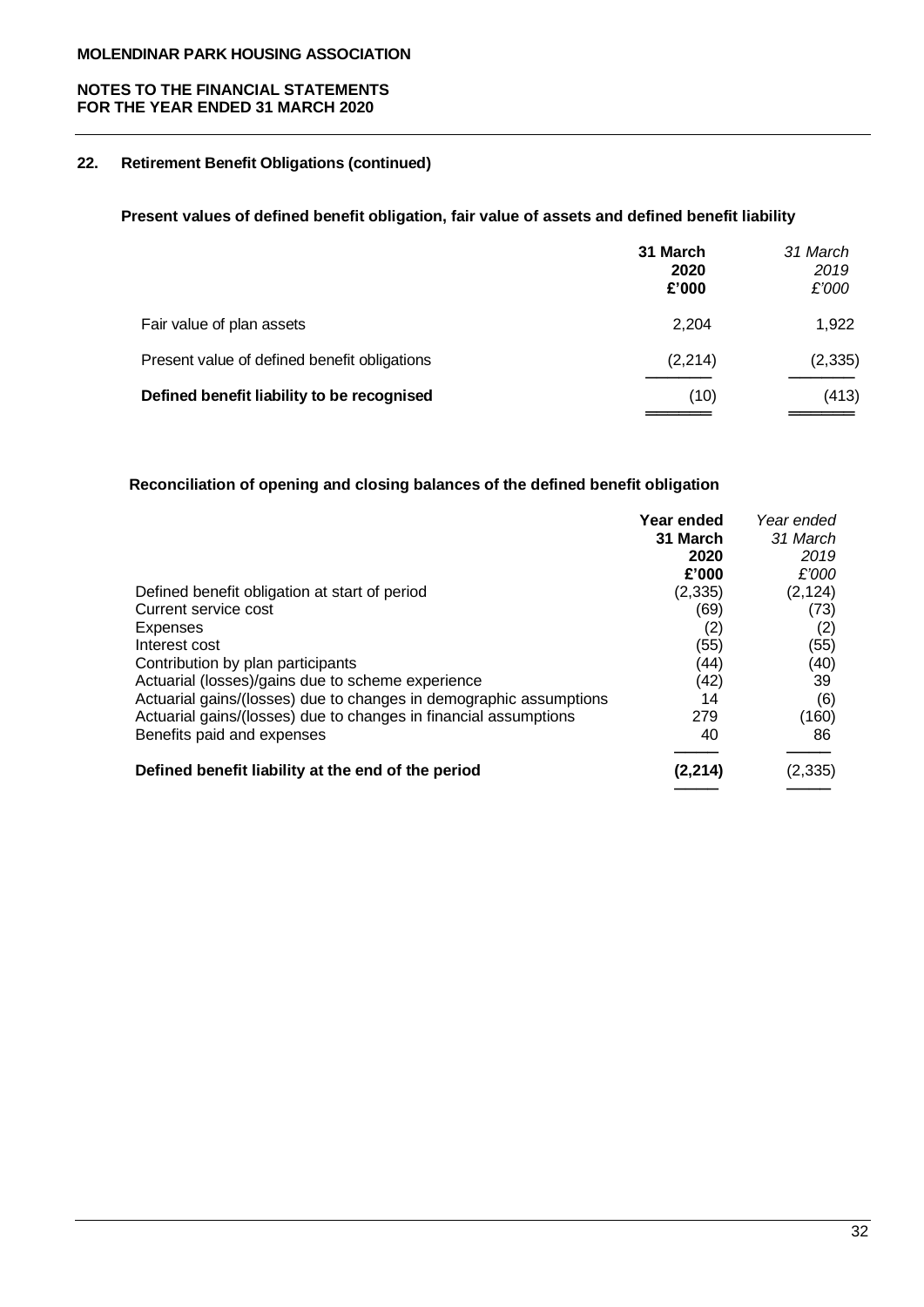## 22. Retirement Benefit Obligations (continued)

### Present values of defined benefit obligation, fair value of assets and defined benefit liability

| | 31 March 2020 £'000 | *31 March 2019 £'000* |
|---|---|---|
| Fair value of plan assets | 2,204 | 1,922 |
| Present value of defined benefit obligations | (2,214) | (2,335) |
| **Defined benefit liability to be recognised** | (10) | (413) |

### Reconciliation of opening and closing balances of the defined benefit obligation

| | Year ended 31 March 2020 £'000 | *Year ended 31 March 2019 £'000* |
|---|---|---|
| Defined benefit obligation at start of period | (2,335) | (2,124) |
| Current service cost | (69) | (73) |
| Expenses | (2) | (2) |
| Interest cost | (55) | (55) |
| Contribution by plan participants | (44) | (40) |
| Actuarial (losses)/gains due to scheme experience | (42) | 39 |
| Actuarial gains/(losses) due to changes in demographic assumptions | 14 | (6) |
| Actuarial gains/(losses) due to changes in financial assumptions | 279 | (160) |
| Benefits paid and expenses | 40 | 86 |
| **Defined benefit liability at the end of the period** | **(2,214)** | (2,335) |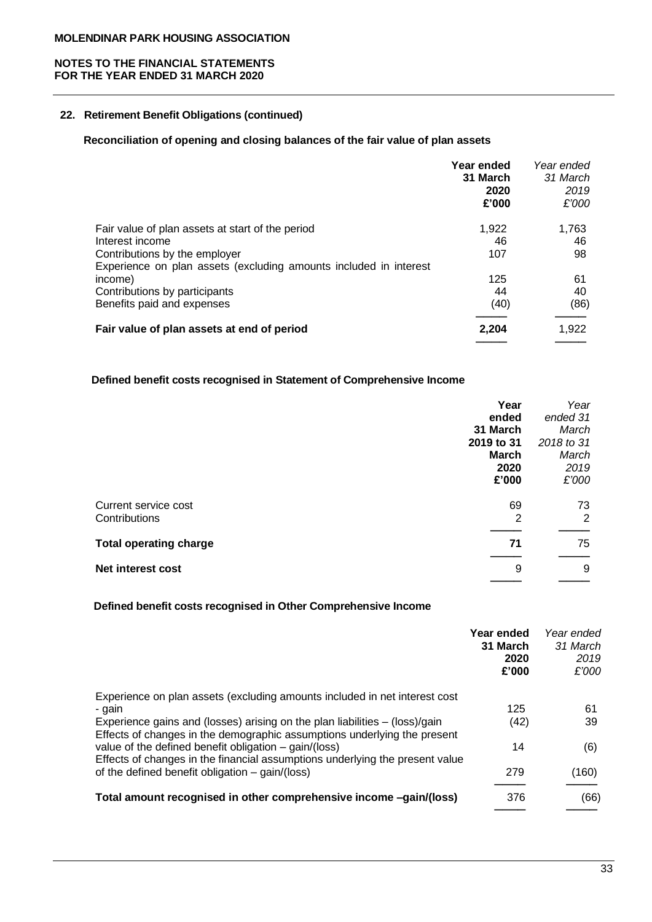## 22. Retirement Benefit Obligations (continued)

### Reconciliation of opening and closing balances of the fair value of plan assets

| | Year ended 31 March 2020 £'000 | *Year ended 31 March 2019 £'000* |
|---|---|---|
| Fair value of plan assets at start of the period | 1,922 | 1,763 |
| Interest income | 46 | 46 |
| Contributions by the employer | 107 | 98 |
| Experience on plan assets (excluding amounts included in interest income) | 125 | 61 |
| Contributions by participants | 44 | 40 |
| Benefits paid and expenses | (40) | (86) |
| **Fair value of plan assets at end of period** | **2,204** | 1,922 |

### Defined benefit costs recognised in Statement of Comprehensive Income

| | Year ended 31 March 2019 to 31 March 2020 £'000 | *Year ended 31 March 2018 to 31 March 2019 £'000* |
|---|---|---|
| Current service cost | 69 | 73 |
| Contributions | 2 | 2 |
| **Total operating charge** | **71** | 75 |
| **Net interest cost** | 9 | 9 |

### Defined benefit costs recognised in Other Comprehensive Income

| | Year ended 31 March 2020 £'000 | *Year ended 31 March 2019 £'000* |
|---|---|---|
| Experience on plan assets (excluding amounts included in net interest cost - gain | 125 | 61 |
| Experience gains and (losses) arising on the plan liabilities – (loss)/gain | (42) | 39 |
| Effects of changes in the demographic assumptions underlying the present value of the defined benefit obligation – gain/(loss) | 14 | (6) |
| Effects of changes in the financial assumptions underlying the present value of the defined benefit obligation – gain/(loss) | 279 | (160) |
| **Total amount recognised in other comprehensive income –gain/(loss)** | 376 | (66) |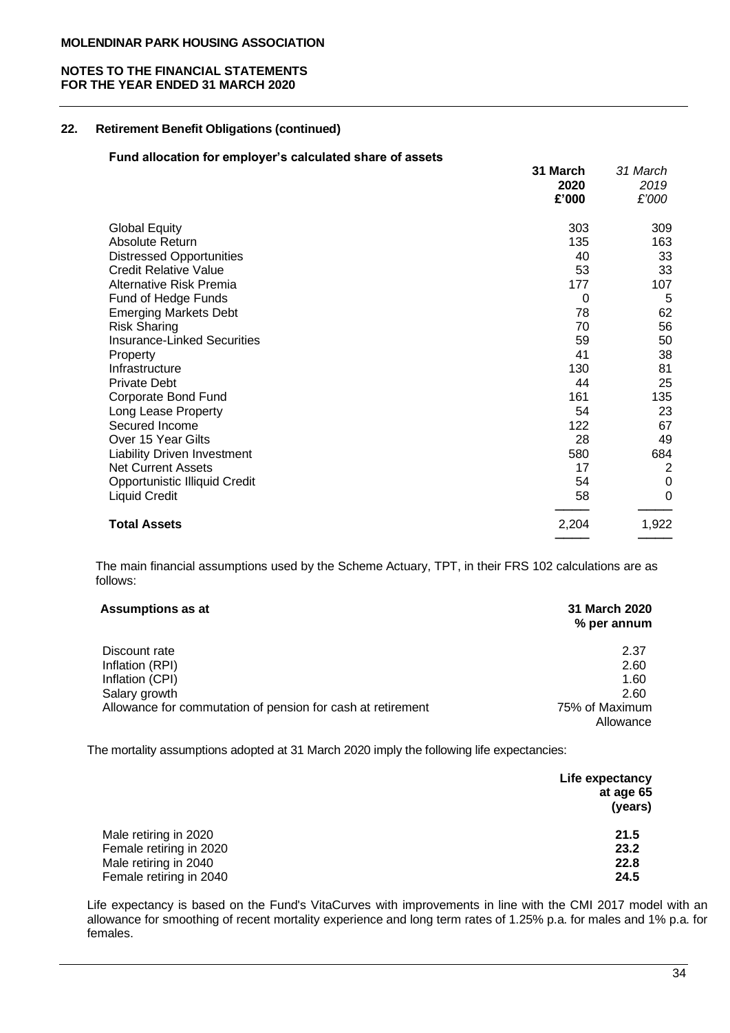**MOLENDINAR PARK HOUSING ASSOCIATION**

**NOTES TO THE FINANCIAL STATEMENTS**
**FOR THE YEAR ENDED 31 MARCH 2020**

## 22. Retirement Benefit Obligations (continued)

**Fund allocation for employer's calculated share of assets**

| | **31 March 2020 £'000** | *31 March 2019 £'000* |
|---|---|---|
| Global Equity | 303 | 309 |
| Absolute Return | 135 | 163 |
| Distressed Opportunities | 40 | 33 |
| Credit Relative Value | 53 | 33 |
| Alternative Risk Premia | 177 | 107 |
| Fund of Hedge Funds | 0 | 5 |
| Emerging Markets Debt | 78 | 62 |
| Risk Sharing | 70 | 56 |
| Insurance-Linked Securities | 59 | 50 |
| Property | 41 | 38 |
| Infrastructure | 130 | 81 |
| Private Debt | 44 | 25 |
| Corporate Bond Fund | 161 | 135 |
| Long Lease Property | 54 | 23 |
| Secured Income | 122 | 67 |
| Over 15 Year Gilts | 28 | 49 |
| Liability Driven Investment | 580 | 684 |
| Net Current Assets | 17 | 2 |
| Opportunistic Illiquid Credit | 54 | 0 |
| Liquid Credit | 58 | 0 |
| **Total Assets** | 2,204 | 1,922 |

The main financial assumptions used by the Scheme Actuary, TPT, in their FRS 102 calculations are as follows:

| **Assumptions as at** | **31 March 2020 % per annum** |
|---|---|
| Discount rate | 2.37 |
| Inflation (RPI) | 2.60 |
| Inflation (CPI) | 1.60 |
| Salary growth | 2.60 |
| Allowance for commutation of pension for cash at retirement | 75% of Maximum Allowance |

The mortality assumptions adopted at 31 March 2020 imply the following life expectancies:

| | **Life expectancy at age 65 (years)** |
|---|---|
| Male retiring in 2020 | **21.5** |
| Female retiring in 2020 | **23.2** |
| Male retiring in 2040 | **22.8** |
| Female retiring in 2040 | **24.5** |

Life expectancy is based on the Fund's VitaCurves with improvements in line with the CMI 2017 model with an allowance for smoothing of recent mortality experience and long term rates of 1.25% p.a. for males and 1% p.a. for females.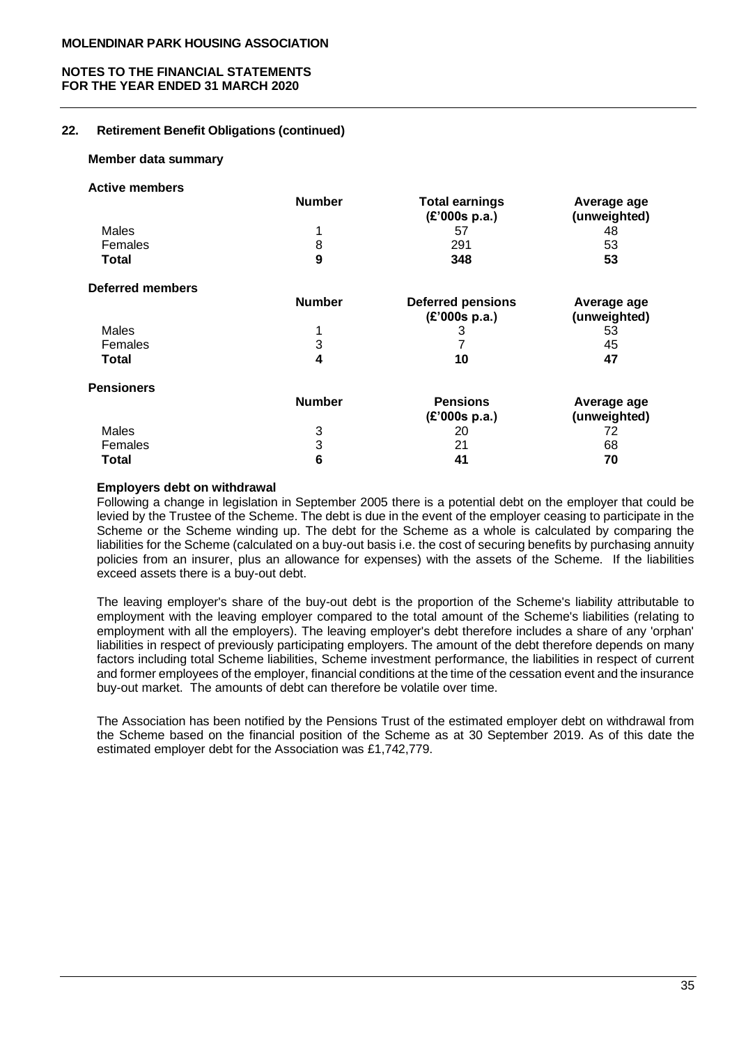## 22. Retirement Benefit Obligations (continued)

### Member data summary

**Active members**

| | Number | Total earnings (£'000s p.a.) | Average age (unweighted) |
|---|---|---|---|
| Males | 1 | 57 | 48 |
| Females | 8 | 291 | 53 |
| **Total** | **9** | **348** | **53** |

**Deferred members**

| | Number | Deferred pensions (£'000s p.a.) | Average age (unweighted) |
|---|---|---|---|
| Males | 1 | 3 | 53 |
| Females | 3 | 7 | 45 |
| **Total** | **4** | **10** | **47** |

**Pensioners**

| | Number | Pensions (£'000s p.a.) | Average age (unweighted) |
|---|---|---|---|
| Males | 3 | 20 | 72 |
| Females | 3 | 21 | 68 |
| **Total** | **6** | **41** | **70** |

### Employers debt on withdrawal

Following a change in legislation in September 2005 there is a potential debt on the employer that could be levied by the Trustee of the Scheme. The debt is due in the event of the employer ceasing to participate in the Scheme or the Scheme winding up. The debt for the Scheme as a whole is calculated by comparing the liabilities for the Scheme (calculated on a buy-out basis i.e. the cost of securing benefits by purchasing annuity policies from an insurer, plus an allowance for expenses) with the assets of the Scheme. If the liabilities exceed assets there is a buy-out debt.

The leaving employer's share of the buy-out debt is the proportion of the Scheme's liability attributable to employment with the leaving employer compared to the total amount of the Scheme's liabilities (relating to employment with all the employers). The leaving employer's debt therefore includes a share of any 'orphan' liabilities in respect of previously participating employers. The amount of the debt therefore depends on many factors including total Scheme liabilities, Scheme investment performance, the liabilities in respect of current and former employees of the employer, financial conditions at the time of the cessation event and the insurance buy-out market. The amounts of debt can therefore be volatile over time.

The Association has been notified by the Pensions Trust of the estimated employer debt on withdrawal from the Scheme based on the financial position of the Scheme as at 30 September 2019. As of this date the estimated employer debt for the Association was £1,742,779.